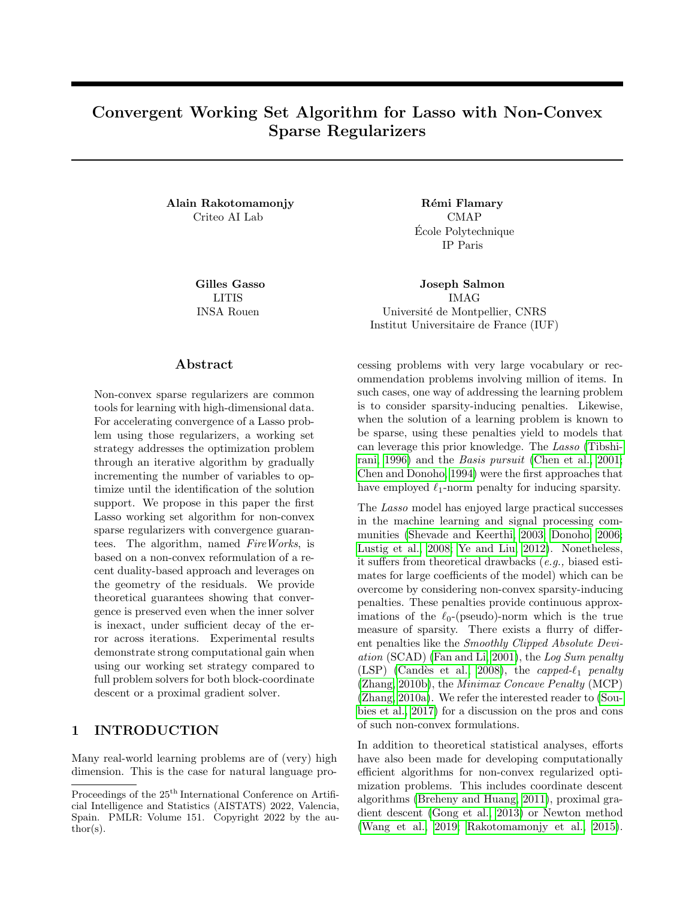# Convergent Working Set Algorithm for Lasso with Non-Convex Sparse Regularizers

**Alain Rakotomamonjy**
Criteo AI Lab

**Rémi Flamary**
CMAP
École Polytechnique
IP Paris

**Gilles Gasso**
LITIS
INSA Rouen

**Joseph Salmon**
IMAG
Université de Montpellier, CNRS
Institut Universitaire de France (IUF)

## Abstract

Non-convex sparse regularizers are common tools for learning with high-dimensional data. For accelerating convergence of a Lasso problem using those regularizers, a working set strategy addresses the optimization problem through an iterative algorithm by gradually incrementing the number of variables to optimize until the identification of the solution support. We propose in this paper the first Lasso working set algorithm for non-convex sparse regularizers with convergence guarantees. The algorithm, named *FireWorks*, is based on a non-convex reformulation of a recent duality-based approach and leverages on the geometry of the residuals. We provide theoretical guarantees showing that convergence is preserved even when the inner solver is inexact, under sufficient decay of the error across iterations. Experimental results demonstrate strong computational gain when using our working set strategy compared to full problem solvers for both block-coordinate descent or a proximal gradient solver.

## 1 INTRODUCTION

Many real-world learning problems are of (very) high dimension. This is the case for natural language processing problems with very large vocabulary or recommendation problems involving million of items. In such cases, one way of addressing the learning problem is to consider sparsity-inducing penalties. Likewise, when the solution of a learning problem is known to be sparse, using these penalties yield to models that can leverage this prior knowledge. The *Lasso* (Tibshirani, 1996) and the *Basis pursuit* (Chen et al., 2001; Chen and Donoho, 1994) were the first approaches that have employed $\ell_1$-norm penalty for inducing sparsity.

The *Lasso* model has enjoyed large practical successes in the machine learning and signal processing communities (Shevade and Keerthi, 2003; Donoho, 2006; Lustig et al., 2008; Ye and Liu, 2012). Nonetheless, it suffers from theoretical drawbacks (*e.g.,* biased estimates for large coefficients of the model) which can be overcome by considering non-convex sparsity-inducing penalties. These penalties provide continuous approximations of the $\ell_0$-(pseudo)-norm which is the true measure of sparsity. There exists a flurry of different penalties like the *Smoothly Clipped Absolute Deviation* (SCAD) (Fan and Li, 2001), the *Log Sum penalty* (LSP) (Candès et al., 2008), the *capped-$\ell_1$ penalty* (Zhang, 2010b), the *Minimax Concave Penalty* (MCP) (Zhang, 2010a). We refer the interested reader to (Soubies et al., 2017) for a discussion on the pros and cons of such non-convex formulations.

In addition to theoretical statistical analyses, efforts have also been made for developing computationally efficient algorithms for non-convex regularized optimization problems. This includes coordinate descent algorithms (Breheny and Huang, 2011), proximal gradient descent (Gong et al., 2013) or Newton method (Wang et al., 2019; Rakotomamonjy et al., 2015).

Proceedings of the 25[th] International Conference on Artificial Intelligence and Statistics (AISTATS) 2022, Valencia, Spain. PMLR: Volume 151. Copyright 2022 by the author(s).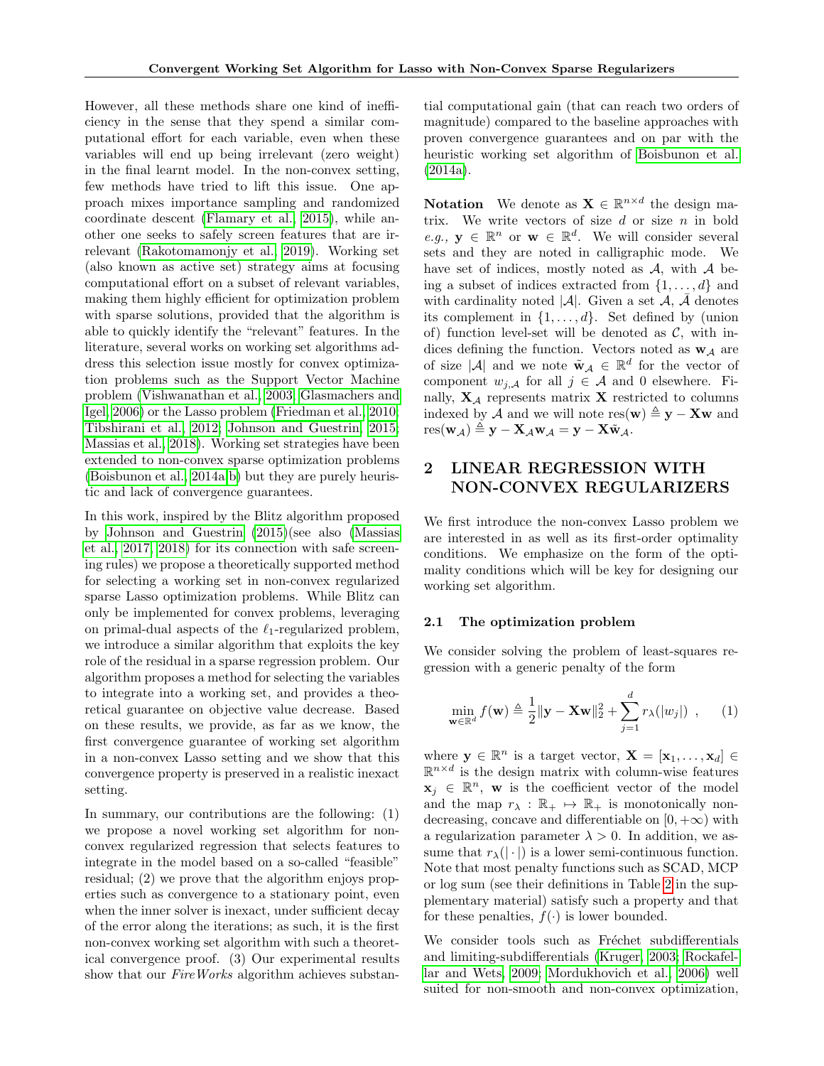However, all these methods share one kind of inefficiency in the sense that they spend a similar computational effort for each variable, even when these variables will end up being irrelevant (zero weight) in the final learnt model. In the non-convex setting, few methods have tried to lift this issue. One approach mixes importance sampling and randomized coordinate descent (Flamary et al., 2015), while another one seeks to safely screen features that are irrelevant (Rakotomamonjy et al., 2019). Working set (also known as active set) strategy aims at focusing computational effort on a subset of relevant variables, making them highly efficient for optimization problem with sparse solutions, provided that the algorithm is able to quickly identify the "relevant" features. In the literature, several works on working set algorithms address this selection issue mostly for convex optimization problems such as the Support Vector Machine problem (Vishwanathan et al., 2003; Glasmachers and Igel, 2006) or the Lasso problem (Friedman et al., 2010; Tibshirani et al., 2012; Johnson and Guestrin, 2015; Massias et al., 2018). Working set strategies have been extended to non-convex sparse optimization problems (Boisbunon et al., 2014a,b) but they are purely heuristic and lack of convergence guarantees.

In this work, inspired by the Blitz algorithm proposed by Johnson and Guestrin (2015)(see also (Massias et al., 2017, 2018) for its connection with safe screening rules) we propose a theoretically supported method for selecting a working set in non-convex regularized sparse Lasso optimization problems. While Blitz can only be implemented for convex problems, leveraging on primal-dual aspects of the $\ell_1$-regularized problem, we introduce a similar algorithm that exploits the key role of the residual in a sparse regression problem. Our algorithm proposes a method for selecting the variables to integrate into a working set, and provides a theoretical guarantee on objective value decrease. Based on these results, we provide, as far as we know, the first convergence guarantee of working set algorithm in a non-convex Lasso setting and we show that this convergence property is preserved in a realistic inexact setting.

In summary, our contributions are the following: (1) we propose a novel working set algorithm for non-convex regularized regression that selects features to integrate in the model based on a so-called "feasible" residual; (2) we prove that the algorithm enjoys properties such as convergence to a stationary point, even when the inner solver is inexact, under sufficient decay of the error along the iterations; as such, it is the first non-convex working set algorithm with such a theoretical convergence proof. (3) Our experimental results show that our *FireWorks* algorithm achieves substantial computational gain (that can reach two orders of magnitude) compared to the baseline approaches with proven convergence guarantees and on par with the heuristic working set algorithm of Boisbunon et al. (2014a).

**Notation** We denote as $\mathbf{X} \in \mathbb{R}^{n \times d}$ the design matrix. We write vectors of size $d$ or size $n$ in bold *e.g.,* $\mathbf{y} \in \mathbb{R}^n$ or $\mathbf{w} \in \mathbb{R}^d$. We will consider several sets and they are noted in calligraphic mode. We have set of indices, mostly noted as $\mathcal{A}$, with $\mathcal{A}$ being a subset of indices extracted from $\{1, \ldots, d\}$ and with cardinality noted $|\mathcal{A}|$. Given a set $\mathcal{A}$, $\bar{\mathcal{A}}$ denotes its complement in $\{1, \ldots, d\}$. Set defined by (union of) function level-set will be denoted as $\mathcal{C}$, with indices defining the function. Vectors noted as $\mathbf{w}_\mathcal{A}$ are of size $|\mathcal{A}|$ and we note $\tilde{\mathbf{w}}_\mathcal{A} \in \mathbb{R}^d$ for the vector of component $w_{j,\mathcal{A}}$ for all $j \in \mathcal{A}$ and 0 elsewhere. Finally, $\mathbf{X}_\mathcal{A}$ represents matrix $\mathbf{X}$ restricted to columns indexed by $\mathcal{A}$ and we will note $\text{res}(\mathbf{w}) \triangleq \mathbf{y} - \mathbf{X}\mathbf{w}$ and $\text{res}(\mathbf{w}_\mathcal{A}) \triangleq \mathbf{y} - \mathbf{X}_\mathcal{A}\mathbf{w}_\mathcal{A} = \mathbf{y} - \mathbf{X}\tilde{\mathbf{w}}_\mathcal{A}$.

## 2 LINEAR REGRESSION WITH NON-CONVEX REGULARIZERS

We first introduce the non-convex Lasso problem we are interested in as well as its first-order optimality conditions. We emphasize on the form of the optimality conditions which will be key for designing our working set algorithm.

### 2.1 The optimization problem

We consider solving the problem of least-squares regression with a generic penalty of the form

$$\min_{\mathbf{w} \in \mathbb{R}^d} f(\mathbf{w}) \triangleq \frac{1}{2}\|\mathbf{y} - \mathbf{X}\mathbf{w}\|_2^2 + \sum_{j=1}^{d} r_\lambda(|w_j|) \quad , \tag{1}$$

where $\mathbf{y} \in \mathbb{R}^n$ is a target vector, $\mathbf{X} = [\mathbf{x}_1, \ldots, \mathbf{x}_d] \in \mathbb{R}^{n \times d}$ is the design matrix with column-wise features $\mathbf{x}_j \in \mathbb{R}^n$, $\mathbf{w}$ is the coefficient vector of the model and the map $r_\lambda : \mathbb{R}_+ \mapsto \mathbb{R}_+$ is monotonically non-decreasing, concave and differentiable on $[0, +\infty)$ with a regularization parameter $\lambda > 0$. In addition, we assume that $r_\lambda(|\cdot|)$ is a lower semi-continuous function. Note that most penalty functions such as SCAD, MCP or log sum (see their definitions in Table 2 in the supplementary material) satisfy such a property and that for these penalties, $f(\cdot)$ is lower bounded.

We consider tools such as Fréchet subdifferentials and limiting-subdifferentials (Kruger, 2003; Rockafellar and Wets, 2009; Mordukhovich et al., 2006) well suited for non-smooth and non-convex optimization,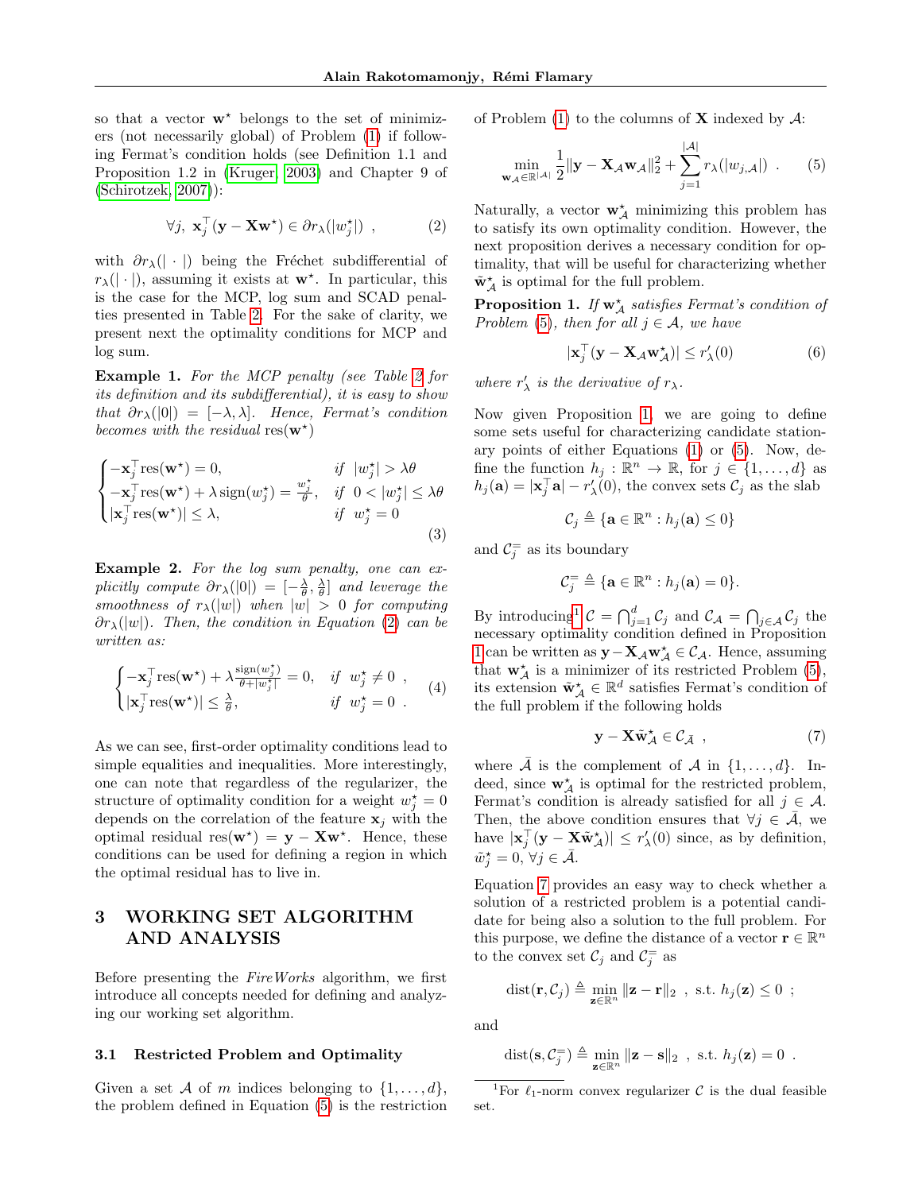so that a vector $\mathbf{w}^\star$ belongs to the set of minimizers (not necessarily global) of Problem (1) if following Fermat's condition holds (see Definition 1.1 and Proposition 1.2 in (Kruger, 2003) and Chapter 9 of (Schirotzek, 2007)):

$$\forall j,\ \mathbf{x}_j^\top(\mathbf{y} - \mathbf{X}\mathbf{w}^\star) \in \partial r_\lambda(|w_j^\star|) \ , \tag{2}$$

with $\partial r_\lambda(|\cdot|)$ being the Fréchet subdifferential of $r_\lambda(|\cdot|)$, assuming it exists at $\mathbf{w}^\star$. In particular, this is the case for the MCP, log sum and SCAD penalties presented in Table 2. For the sake of clarity, we present next the optimality conditions for MCP and log sum.

**Example 1.** *For the MCP penalty (see Table 2 for its definition and its subdifferential), it is easy to show that $\partial r_\lambda(|0|) = [-\lambda, \lambda]$. Hence, Fermat's condition becomes with the residual* $\text{res}(\mathbf{w}^\star)$

$$\begin{cases} -\mathbf{x}_j^\top \text{res}(\mathbf{w}^\star) = 0, & \text{if } |w_j^\star| > \lambda\theta \\ -\mathbf{x}_j^\top \text{res}(\mathbf{w}^\star) + \lambda \operatorname{sign}(w_j^\star) = \frac{w_j^\star}{\theta}, & \text{if } 0 < |w_j^\star| \leq \lambda\theta \\ |\mathbf{x}_j^\top \text{res}(\mathbf{w}^\star)| \leq \lambda, & \text{if } w_j^\star = 0 \end{cases} \tag{3}$$

**Example 2.** *For the log sum penalty, one can explicitly compute $\partial r_\lambda(|0|) = [-\frac{\lambda}{\theta}, \frac{\lambda}{\theta}]$ and leverage the smoothness of $r_\lambda(|w|)$ when $|w| > 0$ for computing $\partial r_\lambda(|w|)$. Then, the condition in Equation (2) can be written as:*

$$\begin{cases} -\mathbf{x}_j^\top \text{res}(\mathbf{w}^\star) + \lambda \frac{\operatorname{sign}(w_j^\star)}{\theta + |w_j^\star|} = 0, & \text{if } w_j^\star \neq 0 \ , \\ |\mathbf{x}_j^\top \text{res}(\mathbf{w}^\star)| \leq \frac{\lambda}{\theta}, & \text{if } w_j^\star = 0 \ . \end{cases} \tag{4}$$

As we can see, first-order optimality conditions lead to simple equalities and inequalities. More interestingly, one can note that regardless of the regularizer, the structure of optimality condition for a weight $w_j^\star = 0$ depends on the correlation of the feature $\mathbf{x}_j$ with the optimal residual $\text{res}(\mathbf{w}^\star) = \mathbf{y} - \mathbf{X}\mathbf{w}^\star$. Hence, these conditions can be used for defining a region in which the optimal residual has to live in.

# 3 WORKING SET ALGORITHM AND ANALYSIS

Before presenting the *FireWorks* algorithm, we first introduce all concepts needed for defining and analyzing our working set algorithm.

## 3.1 Restricted Problem and Optimality

Given a set $\mathcal{A}$ of $m$ indices belonging to $\{1, \ldots, d\}$, the problem defined in Equation (5) is the restriction of Problem (1) to the columns of $\mathbf{X}$ indexed by $\mathcal{A}$:

$$\min_{\mathbf{w}_\mathcal{A} \in \mathbb{R}^{|\mathcal{A}|}} \frac{1}{2}\|\mathbf{y} - \mathbf{X}_\mathcal{A}\mathbf{w}_\mathcal{A}\|_2^2 + \sum_{j=1}^{|\mathcal{A}|} r_\lambda(|w_{j,\mathcal{A}}|) \ . \tag{5}$$

Naturally, a vector $\mathbf{w}_\mathcal{A}^\star$ minimizing this problem has to satisfy its own optimality condition. However, the next proposition derives a necessary condition for optimality, that will be useful for characterizing whether $\tilde{\mathbf{w}}_\mathcal{A}^\star$ is optimal for the full problem.

**Proposition 1.** *If $\mathbf{w}_\mathcal{A}^\star$ satisfies Fermat's condition of Problem (5), then for all $j \in \mathcal{A}$, we have*

$$|\mathbf{x}_j^\top(\mathbf{y} - \mathbf{X}_\mathcal{A}\mathbf{w}_\mathcal{A}^\star)| \leq r'_\lambda(0) \tag{6}$$

*where $r'_\lambda$ is the derivative of $r_\lambda$.*

Now given Proposition 1, we are going to define some sets useful for characterizing candidate stationary points of either Equations (1) or (5). Now, define the function $h_j : \mathbb{R}^n \to \mathbb{R}$, for $j \in \{1, \ldots, d\}$ as $h_j(\mathbf{a}) = |\mathbf{x}_j^\top \mathbf{a}| - r'_\lambda(0)$, the convex sets $\mathcal{C}_j$ as the slab

$$\mathcal{C}_j \triangleq \{\mathbf{a} \in \mathbb{R}^n : h_j(\mathbf{a}) \leq 0\}$$

and $\mathcal{C}_j^=$ as its boundary

$$\mathcal{C}_j^= \triangleq \{\mathbf{a} \in \mathbb{R}^n : h_j(\mathbf{a}) = 0\}.$$

By introducing[1] $\mathcal{C} = \bigcap_{j=1}^d \mathcal{C}_j$ and $\mathcal{C}_\mathcal{A} = \bigcap_{j \in \mathcal{A}} \mathcal{C}_j$ the necessary optimality condition defined in Proposition 1 can be written as $\mathbf{y} - \mathbf{X}_\mathcal{A}\mathbf{w}_\mathcal{A}^\star \in \mathcal{C}_\mathcal{A}$. Hence, assuming that $\mathbf{w}_\mathcal{A}^\star$ is a minimizer of its restricted Problem (5), its extension $\tilde{\mathbf{w}}_\mathcal{A}^\star \in \mathbb{R}^d$ satisfies Fermat's condition of the full problem if the following holds

$$\mathbf{y} - \mathbf{X}\tilde{\mathbf{w}}_\mathcal{A}^\star \in \mathcal{C}_{\bar{\mathcal{A}}} \ , \tag{7}$$

where $\bar{\mathcal{A}}$ is the complement of $\mathcal{A}$ in $\{1, \ldots, d\}$. Indeed, since $\mathbf{w}_\mathcal{A}^\star$ is optimal for the restricted problem, Fermat's condition is already satisfied for all $j \in \mathcal{A}$. Then, the above condition ensures that $\forall j \in \bar{\mathcal{A}}$, we have $|\mathbf{x}_j^\top(\mathbf{y} - \mathbf{X}\tilde{\mathbf{w}}_\mathcal{A}^\star)| \leq r'_\lambda(0)$ since, as by definition, $\tilde{w}_j^\star = 0, \forall j \in \bar{\mathcal{A}}$.

Equation 7 provides an easy way to check whether a solution of a restricted problem is a potential candidate for being also a solution to the full problem. For this purpose, we define the distance of a vector $\mathbf{r} \in \mathbb{R}^n$ to the convex set $\mathcal{C}_j$ and $\mathcal{C}_j^=$ as

$$\text{dist}(\mathbf{r}, \mathcal{C}_j) \triangleq \min_{\mathbf{z} \in \mathbb{R}^n} \|\mathbf{z} - \mathbf{r}\|_2 \ , \text{ s.t. } h_j(\mathbf{z}) \leq 0 \ ;$$

and

$$\text{dist}(\mathbf{s}, \mathcal{C}_j^=) \triangleq \min_{\mathbf{z} \in \mathbb{R}^n} \|\mathbf{z} - \mathbf{s}\|_2 \ , \text{ s.t. } h_j(\mathbf{z}) = 0 \ .$$

[1] For $\ell_1$-norm convex regularizer $\mathcal{C}$ is the dual feasible set.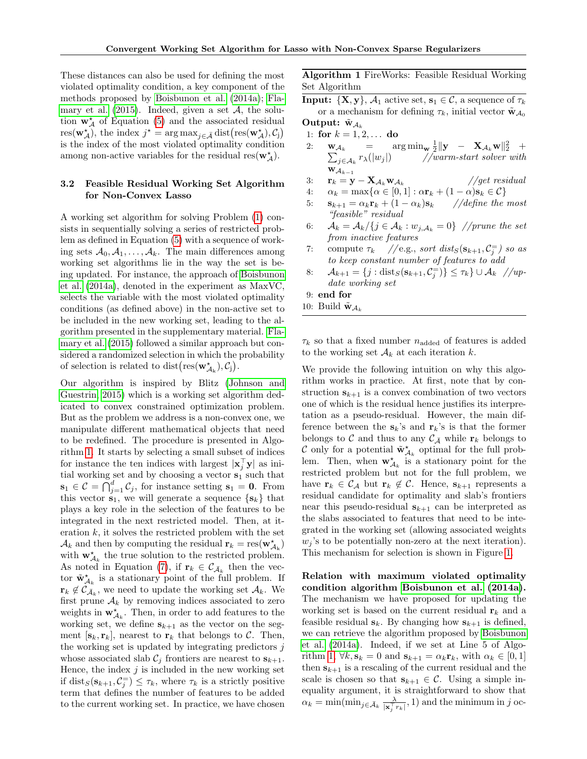These distances can also be used for defining the most violated optimality condition, a key component of the methods proposed by Boisbunon et al. (2014a); Flamary et al. (2015). Indeed, given a set $\mathcal{A}$, the solution $\mathbf{w}^\star_{\mathcal{A}}$ of Equation (5) and the associated residual $\text{res}(\mathbf{w}^\star_{\mathcal{A}})$, the index $j^\star = \arg\max_{j \in \bar{\mathcal{A}}} \text{dist}\big(\text{res}(\mathbf{w}^\star_{\mathcal{A}}), \mathcal{C}_j\big)$ is the index of the most violated optimality condition among non-active variables for the residual $\text{res}(\mathbf{w}^\star_{\mathcal{A}})$.

### 3.2 Feasible Residual Working Set Algorithm for Non-Convex Lasso

A working set algorithm for solving Problem (1) consists in sequentially solving a series of restricted problem as defined in Equation (5) with a sequence of working sets $\mathcal{A}_0, \mathcal{A}_1, \ldots, \mathcal{A}_k$. The main differences among working set algorithms lie in the way the set is being updated. For instance, the approach of Boisbunon et al. (2014a), denoted in the experiment as MaxVC, selects the variable with the most violated optimality conditions (as defined above) in the non-active set to be included in the new working set, leading to the algorithm presented in the supplementary material. Flamary et al. (2015) followed a similar approach but considered a randomized selection in which the probability of selection is related to $\text{dist}\big(\text{res}(\mathbf{w}^\star_{\mathcal{A}_k}), \mathcal{C}_j\big)$.

Our algorithm is inspired by Blitz (Johnson and Guestrin, 2015) which is a working set algorithm dedicated to convex constrained optimization problem. But as the problem we address is a non-convex one, we manipulate different mathematical objects that need to be redefined. The procedure is presented in Algorithm 1. It starts by selecting a small subset of indices for instance the ten indices with largest $|\mathbf{x}_j^\top \mathbf{y}|$ as initial working set and by choosing a vector $\mathbf{s}_1$ such that $\mathbf{s}_1 \in \mathcal{C} = \bigcap_{j=1}^d \mathcal{C}_j$, for instance setting $\mathbf{s}_1 = \mathbf{0}$. From this vector $\mathbf{s}_1$, we will generate a sequence $\{\mathbf{s}_k\}$ that plays a key role in the selection of the features to be integrated in the next restricted model. Then, at iteration $k$, it solves the restricted problem with the set $\mathcal{A}_k$ and then by computing the residual $\mathbf{r}_k = \text{res}(\mathbf{w}^\star_{\mathcal{A}_k})$ with $\mathbf{w}^\star_{\mathcal{A}_k}$ the true solution to the restricted problem. As noted in Equation (7), if $\mathbf{r}_k \in \mathcal{C}_{\bar{\mathcal{A}}_k}$ then the vector $\tilde{\mathbf{w}}^\star_{\mathcal{A}_k}$ is a stationary point of the full problem. If $\mathbf{r}_k \notin \mathcal{C}_{\bar{\mathcal{A}}_k}$, we need to update the working set $\mathcal{A}_k$. We first prune $\mathcal{A}_k$ by removing indices associated to zero weights in $\mathbf{w}^\star_{\mathcal{A}_k}$. Then, in order to add features to the working set, we define $\mathbf{s}_{k+1}$ as the vector on the segment $[\mathbf{s}_k, \mathbf{r}_k]$, nearest to $\mathbf{r}_k$ that belongs to $\mathcal{C}$. Then, the working set is updated by integrating predictors $j$ whose associated slab $\mathcal{C}_j$ frontiers are nearest to $\mathbf{s}_{k+1}$. Hence, the index $j$ is included in the new working set if $\text{dist}_S(\mathbf{s}_{k+1}, \mathcal{C}_j^{=}) \leq \tau_k$, where $\tau_k$ is a strictly positive term that defines the number of features to be added to the current working set. In practice, we have chosen $\tau_k$ so that a fixed number $n_{\text{added}}$ of features is added to the working set $\mathcal{A}_k$ at each iteration $k$.

---

**Algorithm 1** FireWorks: Feasible Residual Working Set Algorithm

**Input:** $\{\mathbf{X}, \mathbf{y}\}$, $\mathcal{A}_1$ active set, $\mathbf{s}_1 \in \mathcal{C}$, a sequence of $\tau_k$ or a mechanism for defining $\tau_k$, initial vector $\tilde{\mathbf{w}}_{\mathcal{A}_0}$
**Output:** $\tilde{\mathbf{w}}_{\mathcal{A}_k}$

1: **for** $k = 1, 2, \ldots$ **do**
2: $\quad \mathbf{w}_{\mathcal{A}_k} = \arg\min_{\mathbf{w}} \frac{1}{2}\|\mathbf{y} - \mathbf{X}_{\mathcal{A}_k}\mathbf{w}\|_2^2 + \sum_{j \in \mathcal{A}_k} r_\lambda(|w_j|)$ *//warm-start solver with* $\mathbf{w}_{\mathcal{A}_{k-1}}$
3: $\quad \mathbf{r}_k = \mathbf{y} - \mathbf{X}_{\mathcal{A}_k}\mathbf{w}_{\mathcal{A}_k}$ *//get residual*
4: $\quad \alpha_k = \max\{\alpha \in [0, 1] : \alpha\mathbf{r}_k + (1 - \alpha)\mathbf{s}_k \in \mathcal{C}\}$
5: $\quad \mathbf{s}_{k+1} = \alpha_k\mathbf{r}_k + (1 - \alpha_k)\mathbf{s}_k$ *//define the most "feasible" residual*
6: $\quad \mathcal{A}_k = \mathcal{A}_k / \{j \in \mathcal{A}_k : w_{j,\mathcal{A}_k} = 0\}$ *//prune the set from inactive features*
7: $\quad$ compute $\tau_k$ *//e.g., sort* $\text{dist}_S(\mathbf{s}_{k+1}, \mathcal{C}_j^{=})$ *so as to keep constant number of features to add*
8: $\quad \mathcal{A}_{k+1} = \{j : \text{dist}_S(\mathbf{s}_{k+1}, \mathcal{C}_j^{=})\} \leq \tau_k\} \cup \mathcal{A}_k$ *//update working set*
9: **end for**
10: Build $\tilde{\mathbf{w}}_{\mathcal{A}_k}$

---

We provide the following intuition on why this algorithm works in practice. At first, note that by construction $\mathbf{s}_{k+1}$ is a convex combination of two vectors one of which is the residual hence justifies its interpretation as a pseudo-residual. However, the main difference between the $\mathbf{s}_k$'s and $\mathbf{r}_k$'s is that the former belongs to $\mathcal{C}$ and thus to any $\mathcal{C}_{\bar{\mathcal{A}}}$ while $\mathbf{r}_k$ belongs to $\mathcal{C}$ only for a potential $\tilde{\mathbf{w}}^\star_{\mathcal{A}_k}$ optimal for the full problem. Then, when $\mathbf{w}^\star_{\mathcal{A}_k}$ is a stationary point for the restricted problem but not for the full problem, we have $\mathbf{r}_k \in \mathcal{C}_{\mathcal{A}}$ but $\mathbf{r}_k \notin \mathcal{C}$. Hence, $\mathbf{s}_{k+1}$ represents a residual candidate for optimality and slab's frontiers near this pseudo-residual $\mathbf{s}_{k+1}$ can be interpreted as the slabs associated to features that need to be integrated in the working set (allowing associated weights $w_j$'s to be potentially non-zero at the next iteration). This mechanism for selection is shown in Figure 1.

**Relation with maximum violated optimality condition algorithm Boisbunon et al. (2014a).** The mechanism we have proposed for updating the working set is based on the current residual $\mathbf{r}_k$ and a feasible residual $\mathbf{s}_k$. By changing how $\mathbf{s}_{k+1}$ is defined, we can retrieve the algorithm proposed by Boisbunon et al. (2014a). Indeed, if we set at Line 5 of Algorithm 1, $\forall k, \mathbf{s}_k = 0$ and $\mathbf{s}_{k+1} = \alpha_k\mathbf{r}_k$, with $\alpha_k \in [0, 1]$ then $\mathbf{s}_{k+1}$ is a rescaling of the current residual and the scale is chosen so that $\mathbf{s}_{k+1} \in \mathcal{C}$. Using a simple inequality argument, it is straightforward to show that $\alpha_k = \min(\min_{j \in \bar{\mathcal{A}}_k} \frac{\lambda}{|\mathbf{x}_j^\top \mathbf{r}_k|}, 1)$ and the minimum in $j$ oc-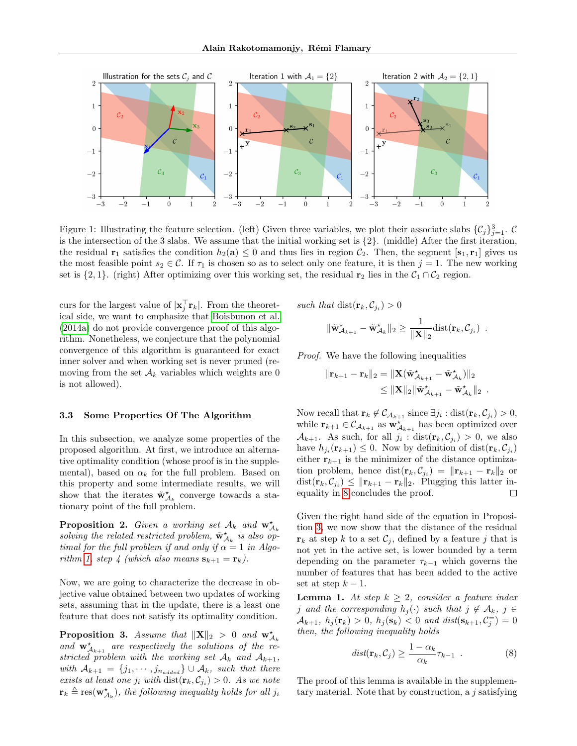Figure 1: Illustrating the feature selection. (left) Given three variables, we plot their associate slabs $\{\mathcal{C}_j\}_{j=1}^3$. $\mathcal{C}$ is the intersection of the 3 slabs. We assume that the initial working set is $\{2\}$. (middle) After the first iteration, the residual $\mathbf{r}_1$ satisfies the condition $h_2(\mathbf{a}) \leq 0$ and thus lies in region $\mathcal{C}_2$. Then, the segment $[\mathbf{s}_1, \mathbf{r}_1]$ gives us the most feasible point $s_2 \in \mathcal{C}$. If $\tau_1$ is chosen so as to select only one feature, it is then $j = 1$. The new working set is $\{2, 1\}$. (right) After optimizing over this working set, the residual $\mathbf{r}_2$ lies in the $\mathcal{C}_1 \cap \mathcal{C}_2$ region.

curs for the largest value of $|\mathbf{x}_j^\top \mathbf{r}_k|$. From the theoretical side, we want to emphasize that Boisbunon et al. (2014a) do not provide convergence proof of this algorithm. Nonetheless, we conjecture that the polynomial convergence of this algorithm is guaranteed for exact inner solver and when working set is never pruned (removing from the set $\mathcal{A}_k$ variables which weights are 0 is not allowed).

### 3.3 Some Properties Of The Algorithm

In this subsection, we analyze some properties of the proposed algorithm. At first, we introduce an alternative optimality condition (whose proof is in the supplemental), based on $\alpha_k$ for the full problem. Based on this property and some intermediate results, we will show that the iterates $\tilde{\mathbf{w}}^\star_{\mathcal{A}_k}$ converge towards a stationary point of the full problem.

**Proposition 2.** *Given a working set $\mathcal{A}_k$ and $\mathbf{w}^\star_{\mathcal{A}_k}$ solving the related restricted problem, $\tilde{\mathbf{w}}^\star_{\mathcal{A}_k}$ is also optimal for the full problem if and only if $\alpha = 1$ in Algorithm 1, step 4 (which also means $\mathbf{s}_{k+1} = \mathbf{r}_k$).*

Now, we are going to characterize the decrease in objective value obtained between two updates of working sets, assuming that in the update, there is a least one feature that does not satisfy its optimality condition.

**Proposition 3.** *Assume that $\|\mathbf{X}\|_2 > 0$ and $\mathbf{w}^\star_{\mathcal{A}_k}$ and $\mathbf{w}^\star_{\mathcal{A}_{k+1}}$ are respectively the solutions of the restricted problem with the working set $\mathcal{A}_k$ and $\mathcal{A}_{k+1}$, with $\mathcal{A}_{k+1} = \{j_1, \cdots, j_{n_{added}}\} \cup \mathcal{A}_k$, such that there exists at least one $j_i$ with $\mathrm{dist}(\mathbf{r}_k, \mathcal{C}_{j_i}) > 0$. As we note $\mathbf{r}_k \triangleq \mathrm{res}(\mathbf{w}^\star_{\mathcal{A}_k})$, the following inequality holds for all $j_i$ such that $\mathrm{dist}(\mathbf{r}_k, \mathcal{C}_{j_i}) > 0$*

$$\|\tilde{\mathbf{w}}^\star_{\mathcal{A}_{k+1}} - \tilde{\mathbf{w}}^\star_{\mathcal{A}_k}\|_2 \geq \frac{1}{\|\mathbf{X}\|_2}\mathrm{dist}(\mathbf{r}_k, \mathcal{C}_{j_i}) \ .$$

*Proof.* We have the following inequalities

$$\begin{aligned}\|\mathbf{r}_{k+1} - \mathbf{r}_k\|_2 &= \|\mathbf{X}(\tilde{\mathbf{w}}^\star_{\mathcal{A}_{k+1}} - \tilde{\mathbf{w}}^\star_{\mathcal{A}_k})\|_2 \\ &\leq \|\mathbf{X}\|_2\|\tilde{\mathbf{w}}^\star_{\mathcal{A}_{k+1}} - \tilde{\mathbf{w}}^\star_{\mathcal{A}_k}\|_2 \ .\end{aligned}$$

Now recall that $\mathbf{r}_k \notin \mathcal{C}_{\mathcal{A}_{k+1}}$ since $\exists j_i : \mathrm{dist}(\mathbf{r}_k, \mathcal{C}_{j_i}) > 0$, while $\mathbf{r}_{k+1} \in \mathcal{C}_{\mathcal{A}_{k+1}}$ as $\mathbf{w}^\star_{\mathcal{A}_{k+1}}$ has been optimized over $\mathcal{A}_{k+1}$. As such, for all $j_i : \mathrm{dist}(\mathbf{r}_k, \mathcal{C}_{j_i}) > 0$, we also have $h_{j_i}(\mathbf{r}_{k+1}) \leq 0$. Now by definition of $\mathrm{dist}(\mathbf{r}_k, \mathcal{C}_{j_i})$ either $\mathbf{r}_{k+1}$ is the minimizer of the distance optimization problem, hence $\mathrm{dist}(\mathbf{r}_k, \mathcal{C}_{j_i}) = \|\mathbf{r}_{k+1} - \mathbf{r}_k\|_2$ or $\mathrm{dist}(\mathbf{r}_k, \mathcal{C}_{j_i}) \leq \|\mathbf{r}_{k+1} - \mathbf{r}_k\|_2$. Plugging this latter inequality in 8 concludes the proof. □

Given the right hand side of the equation in Proposition 3, we now show that the distance of the residual $\mathbf{r}_k$ at step $k$ to a set $\mathcal{C}_j$, defined by a feature $j$ that is not yet in the active set, is lower bounded by a term depending on the parameter $\tau_{k-1}$ which governs the number of features that has been added to the active set at step $k-1$.

**Lemma 1.** *At step $k \geq 2$, consider a feature index $j$ and the corresponding $h_j(\cdot)$ such that $j \notin \mathcal{A}_k$, $j \in \mathcal{A}_{k+1}$, $h_j(\mathbf{r}_k) > 0$, $h_j(\mathbf{s}_k) < 0$ and $dist(\mathbf{s}_{k+1}, \mathcal{C}_j^=) = 0$ then, the following inequality holds*

$$dist(\mathbf{r}_k, \mathcal{C}_j) \geq \frac{1 - \alpha_k}{\alpha_k}\tau_{k-1} \ . \tag{8}$$

The proof of this lemma is available in the supplementary material. Note that by construction, a $j$ satisfying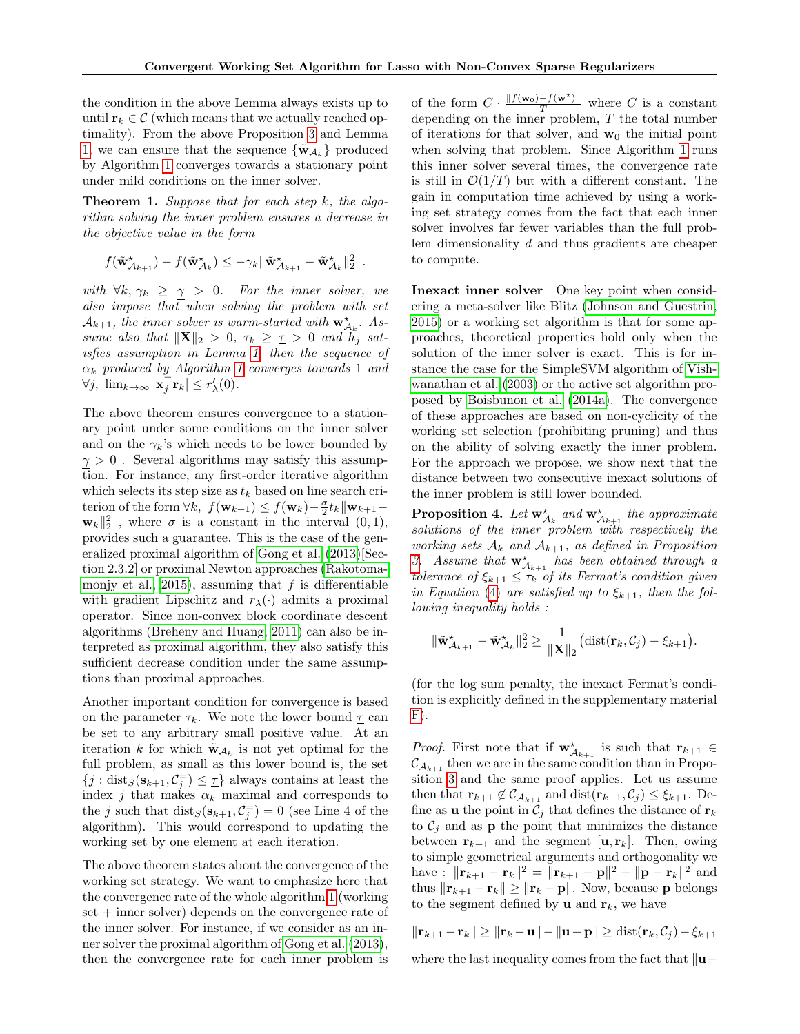the condition in the above Lemma always exists up to until $\mathbf{r}_k \in \mathcal{C}$ (which means that we actually reached optimality). From the above Proposition 3 and Lemma 1, we can ensure that the sequence $\{\tilde{\mathbf{w}}_{\mathcal{A}_k}\}$ produced by Algorithm 1 converges towards a stationary point under mild conditions on the inner solver.

**Theorem 1.** *Suppose that for each step $k$, the algorithm solving the inner problem ensures a decrease in the objective value in the form*

$$f(\tilde{\mathbf{w}}^\star_{\mathcal{A}_{k+1}}) - f(\tilde{\mathbf{w}}^\star_{\mathcal{A}_k}) \leq -\gamma_k \|\tilde{\mathbf{w}}^\star_{\mathcal{A}_{k+1}} - \tilde{\mathbf{w}}^\star_{\mathcal{A}_k}\|_2^2 \ .$$

*with $\forall k, \gamma_k \geq \underline{\gamma} > 0$. For the inner solver, we also impose that when solving the problem with set $\mathcal{A}_{k+1}$, the inner solver is warm-started with $\mathbf{w}^\star_{\mathcal{A}_k}$. Assume also that $\|\mathbf{X}\|_2 > 0$, $\tau_k \geq \underline{\tau} > 0$ and $h_j$ satisfies assumption in Lemma 1, then the sequence of $\alpha_k$ produced by Algorithm 1 converges towards 1 and $\forall j,\ \lim_{k\to\infty} |\mathbf{x}_j^\top \mathbf{r}_k| \leq r'_\lambda(0)$.*

The above theorem ensures convergence to a stationary point under some conditions on the inner solver and on the $\gamma_k$'s which needs to be lower bounded by $\underline{\gamma} > 0$ . Several algorithms may satisfy this assumption. For instance, any first-order iterative algorithm which selects its step size as $t_k$ based on line search criterion of the form $\forall k,\ f(\mathbf{w}_{k+1}) \leq f(\mathbf{w}_k) - \frac{\sigma}{2} t_k \|\mathbf{w}_{k+1} - \mathbf{w}_k\|_2^2$ , where $\sigma$ is a constant in the interval $(0, 1)$, provides such a guarantee. This is the case of the generalized proximal algorithm of Gong et al. (2013)[Section 2.3.2] or proximal Newton approaches (Rakotomamonjy et al., 2015), assuming that $f$ is differentiable with gradient Lipschitz and $r_\lambda(\cdot)$ admits a proximal operator. Since non-convex block coordinate descent algorithms (Breheny and Huang, 2011) can also be interpreted as proximal algorithm, they also satisfy this sufficient decrease condition under the same assumptions than proximal approaches.

Another important condition for convergence is based on the parameter $\tau_k$. We note the lower bound $\underline{\tau}$ can be set to any arbitrary small positive value. At an iteration $k$ for which $\tilde{\mathbf{w}}_{\mathcal{A}_k}$ is not yet optimal for the full problem, as small as this lower bound is, the set $\{j : \mathrm{dist}_S(\mathbf{s}_{k+1}, \mathcal{C}_j^=) \leq \underline{\tau}\}$ always contains at least the index $j$ that makes $\alpha_k$ maximal and corresponds to the $j$ such that $\mathrm{dist}_S(\mathbf{s}_{k+1}, \mathcal{C}_j^=) = 0$ (see Line 4 of the algorithm). This would correspond to updating the working set by one element at each iteration.

The above theorem states about the convergence of the working set strategy. We want to emphasize here that the convergence rate of the whole algorithm 1 (working set + inner solver) depends on the convergence rate of the inner solver. For instance, if we consider as an inner solver the proximal algorithm of Gong et al. (2013), then the convergence rate for each inner problem is of the form $C \cdot \frac{\|f(\mathbf{w}_0) - f(\mathbf{w}^\star)\|}{T}$ where $C$ is a constant depending on the inner problem, $T$ the total number of iterations for that solver, and $\mathbf{w}_0$ the initial point when solving that problem. Since Algorithm 1 runs this inner solver several times, the convergence rate is still in $\mathcal{O}(1/T)$ but with a different constant. The gain in computation time achieved by using a working set strategy comes from the fact that each inner solver involves far fewer variables than the full problem dimensionality $d$ and thus gradients are cheaper to compute.

**Inexact inner solver** One key point when considering a meta-solver like Blitz (Johnson and Guestrin, 2015) or a working set algorithm is that for some approaches, theoretical properties hold only when the solution of the inner solver is exact. This is for instance the case for the SimpleSVM algorithm of Vishwanathan et al. (2003) or the active set algorithm proposed by Boisbunon et al. (2014a). The convergence of these approaches are based on non-cyclicity of the working set selection (prohibiting pruning) and thus on the ability of solving exactly the inner problem. For the approach we propose, we show next that the distance between two consecutive inexact solutions of the inner problem is still lower bounded.

**Proposition 4.** *Let $\mathbf{w}^\star_{\mathcal{A}_k}$ and $\mathbf{w}^\star_{\mathcal{A}_{k+1}}$ the approximate solutions of the inner problem with respectively the working sets $\mathcal{A}_k$ and $\mathcal{A}_{k+1}$, as defined in Proposition 3. Assume that $\mathbf{w}^\star_{\mathcal{A}_{k+1}}$ has been obtained through a tolerance of $\xi_{k+1} \leq \tau_k$ of its Fermat's condition given in Equation (4) are satisfied up to $\xi_{k+1}$, then the following inequality holds :*

$$\|\tilde{\mathbf{w}}^\star_{\mathcal{A}_{k+1}} - \tilde{\mathbf{w}}^\star_{\mathcal{A}_k}\|_2^2 \geq \frac{1}{\|\mathbf{X}\|_2}\big(\mathrm{dist}(\mathbf{r}_k, \mathcal{C}_j) - \xi_{k+1}\big).$$

(for the log sum penalty, the inexact Fermat's condition is explicitly defined in the supplementary material F).

*Proof.* First note that if $\mathbf{w}^\star_{\mathcal{A}_{k+1}}$ is such that $\mathbf{r}_{k+1} \in \mathcal{C}_{\mathcal{A}_{k+1}}$ then we are in the same condition than in Proposition 3 and the same proof applies. Let us assume then that $\mathbf{r}_{k+1} \notin \mathcal{C}_{\mathcal{A}_{k+1}}$ and $\mathrm{dist}(\mathbf{r}_{k+1}, \mathcal{C}_j) \leq \xi_{k+1}$. Define as $\mathbf{u}$ the point in $\mathcal{C}_j$ that defines the distance of $\mathbf{r}_k$ to $\mathcal{C}_j$ and as $\mathbf{p}$ the point that minimizes the distance between $\mathbf{r}_{k+1}$ and the segment $[\mathbf{u}, \mathbf{r}_k]$. Then, owing to simple geometrical arguments and orthogonality we have : $\|\mathbf{r}_{k+1} - \mathbf{r}_k\|^2 = \|\mathbf{r}_{k+1} - \mathbf{p}\|^2 + \|\mathbf{p} - \mathbf{r}_k\|^2$ and thus $\|\mathbf{r}_{k+1} - \mathbf{r}_k\| \geq \|\mathbf{r}_k - \mathbf{p}\|$. Now, because $\mathbf{p}$ belongs to the segment defined by $\mathbf{u}$ and $\mathbf{r}_k$, we have

$$\|\mathbf{r}_{k+1} - \mathbf{r}_k\| \geq \|\mathbf{r}_k - \mathbf{u}\| - \|\mathbf{u} - \mathbf{p}\| \geq \mathrm{dist}(\mathbf{r}_k, \mathcal{C}_j) - \xi_{k+1}$$

where the last inequality comes from the fact that $\|\mathbf{u} -$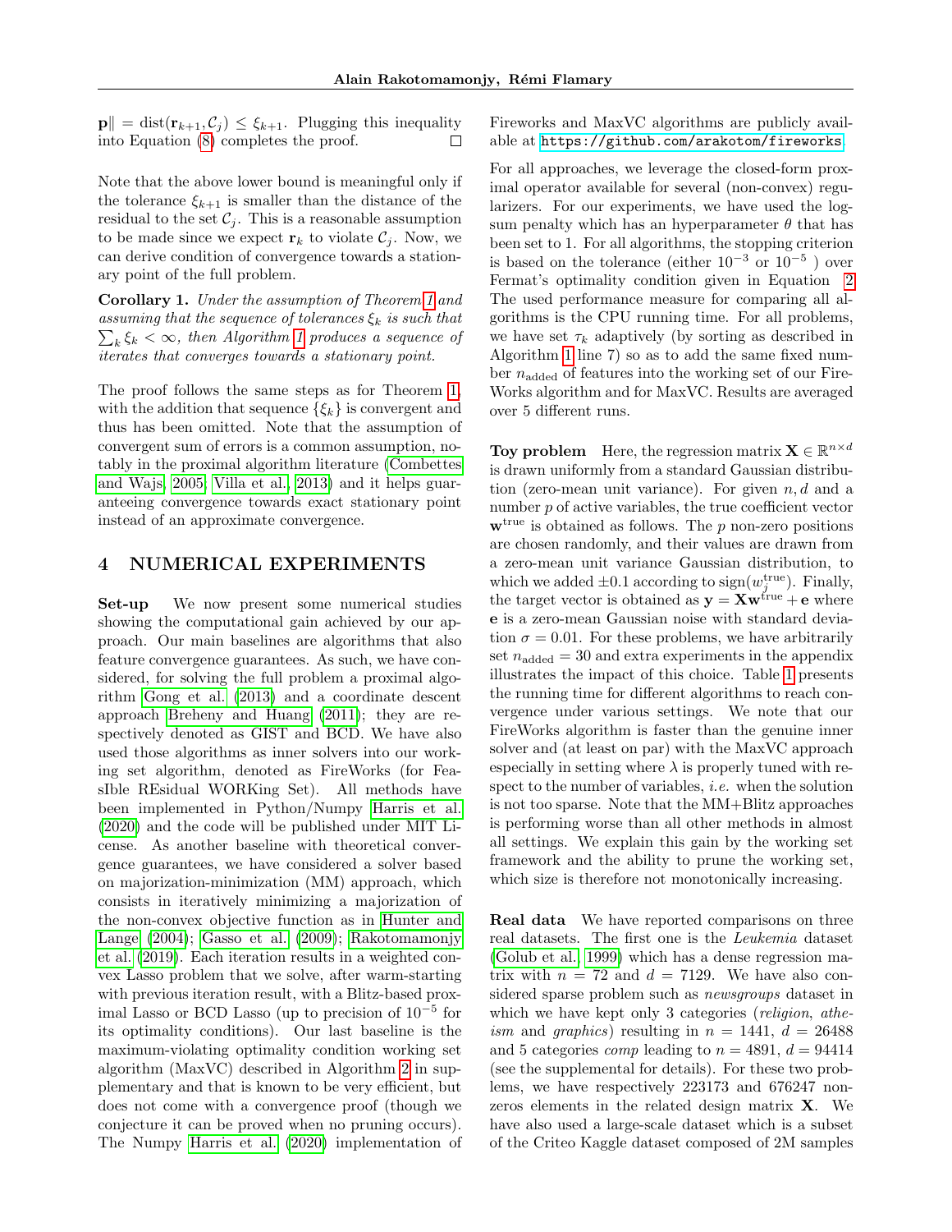$\mathbf{p}\| = \text{dist}(\mathbf{r}_{k+1}, \mathcal{C}_j) \leq \xi_{k+1}$. Plugging this inequality into Equation (8) completes the proof. □

Note that the above lower bound is meaningful only if the tolerance $\xi_{k+1}$ is smaller than the distance of the residual to the set $\mathcal{C}_j$. This is a reasonable assumption to be made since we expect $\mathbf{r}_k$ to violate $\mathcal{C}_j$. Now, we can derive condition of convergence towards a stationary point of the full problem.

**Corollary 1.** *Under the assumption of Theorem 1 and assuming that the sequence of tolerances $\xi_k$ is such that $\sum_k \xi_k < \infty$, then Algorithm 1 produces a sequence of iterates that converges towards a stationary point.*

The proof follows the same steps as for Theorem 1, with the addition that sequence $\{\xi_k\}$ is convergent and thus has been omitted. Note that the assumption of convergent sum of errors is a common assumption, notably in the proximal algorithm literature (Combettes and Wajs, 2005; Villa et al., 2013) and it helps guaranteeing convergence towards exact stationary point instead of an approximate convergence.

## 4 NUMERICAL EXPERIMENTS

**Set-up** We now present some numerical studies showing the computational gain achieved by our approach. Our main baselines are algorithms that also feature convergence guarantees. As such, we have considered, for solving the full problem a proximal algorithm Gong et al. (2013) and a coordinate descent approach Breheny and Huang (2011); they are respectively denoted as GIST and BCD. We have also used those algorithms as inner solvers into our working set algorithm, denoted as FireWorks (for FeasIble REsidual WORKing Set). All methods have been implemented in Python/Numpy Harris et al. (2020) and the code will be published under MIT License. As another baseline with theoretical convergence guarantees, we have considered a solver based on majorization-minimization (MM) approach, which consists in iteratively minimizing a majorization of the non-convex objective function as in Hunter and Lange (2004); Gasso et al. (2009); Rakotomamonjy et al. (2019). Each iteration results in a weighted convex Lasso problem that we solve, after warm-starting with previous iteration result, with a Blitz-based proximal Lasso or BCD Lasso (up to precision of $10^{-5}$ for its optimality conditions). Our last baseline is the maximum-violating optimality condition working set algorithm (MaxVC) described in Algorithm 2 in supplementary and that is known to be very efficient, but does not come with a convergence proof (though we conjecture it can be proved when no pruning occurs). The Numpy Harris et al. (2020) implementation of Fireworks and MaxVC algorithms are publicly available at `https://github.com/arakotom/fireworks`.

For all approaches, we leverage the closed-form proximal operator available for several (non-convex) regularizers. For our experiments, we have used the log-sum penalty which has an hyperparameter $\theta$ that has been set to 1. For all algorithms, the stopping criterion is based on the tolerance (either $10^{-3}$ or $10^{-5}$ ) over Fermat's optimality condition given in Equation 2. The used performance measure for comparing all algorithms is the CPU running time. For all problems, we have set $\tau_k$ adaptively (by sorting as described in Algorithm 1 line 7) so as to add the same fixed number $n_{\text{added}}$ of features into the working set of our FireWorks algorithm and for MaxVC. Results are averaged over 5 different runs.

**Toy problem** Here, the regression matrix $\mathbf{X} \in \mathbb{R}^{n \times d}$ is drawn uniformly from a standard Gaussian distribution (zero-mean unit variance). For given $n, d$ and a number $p$ of active variables, the true coefficient vector $\mathbf{w}^{\text{true}}$ is obtained as follows. The $p$ non-zero positions are chosen randomly, and their values are drawn from a zero-mean unit variance Gaussian distribution, to which we added $\pm 0.1$ according to $\text{sign}(w_j^{\text{true}})$. Finally, the target vector is obtained as $\mathbf{y} = \mathbf{X}\mathbf{w}^{\text{true}} + \mathbf{e}$ where $\mathbf{e}$ is a zero-mean Gaussian noise with standard deviation $\sigma = 0.01$. For these problems, we have arbitrarily set $n_{\text{added}} = 30$ and extra experiments in the appendix illustrates the impact of this choice. Table 1 presents the running time for different algorithms to reach convergence under various settings. We note that our FireWorks algorithm is faster than the genuine inner solver and (at least on par) with the MaxVC approach especially in setting where $\lambda$ is properly tuned with respect to the number of variables, *i.e.* when the solution is not too sparse. Note that the MM+Blitz approaches is performing worse than all other methods in almost all settings. We explain this gain by the working set framework and the ability to prune the working set, which size is therefore not monotonically increasing.

**Real data** We have reported comparisons on three real datasets. The first one is the *Leukemia* dataset (Golub et al., 1999) which has a dense regression matrix with $n = 72$ and $d = 7129$. We have also considered sparse problem such as *newsgroups* dataset in which we have kept only 3 categories (*religion*, *atheism* and *graphics*) resulting in $n = 1441$, $d = 26488$ and 5 categories *comp* leading to $n = 4891$, $d = 94414$ (see the supplemental for details). For these two problems, we have respectively 223173 and 676247 non-zeros elements in the related design matrix $\mathbf{X}$. We have also used a large-scale dataset which is a subset of the Criteo Kaggle dataset composed of 2M samples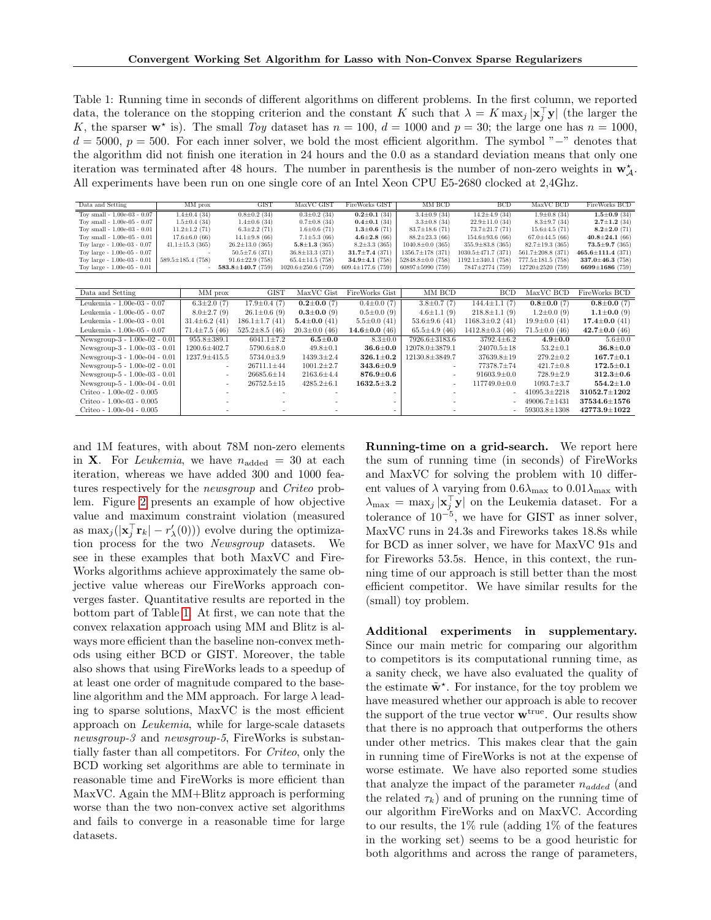Table 1: Running time in seconds of different algorithms on different problems. In the first column, we reported data, the tolerance on the stopping criterion and the constant $K$ such that $\lambda = K \max_j |\mathbf{x}_j^\top \mathbf{y}|$ (the larger the $K$, the sparser $\mathbf{w}^\star$ is). The small *Toy* dataset has $n = 100$, $d = 1000$ and $p = 30$; the large one has $n = 1000$, $d = 5000$, $p = 500$. For each inner solver, we bold the most efficient algorithm. The symbol "−" denotes that the algorithm did not finish one iteration in 24 hours and the 0.0 as a standard deviation means that only one iteration was terminated after 48 hours. The number in parenthesis is the number of non-zero weights in $\mathbf{w}^\star_{\mathcal{A}}$. All experiments have been run on one single core of an Intel Xeon CPU E5-2680 clocked at 2,4Ghz.

| Data and Setting | MM prox | GIST | MaxVC GIST | FireWorks GIST | MM BCD | BCD | MaxVC BCD | FireWorks BCD |
|---|---|---|---|---|---|---|---|---|
| Toy small - 1.00e-03 - 0.07 | 1.4±0.4 (34) | 0.8±0.2 (34) | 0.3±0.2 (34) | **0.2±0.1** (34) | 3.4±0.9 (34) | 14.2±4.9 (34) | 1.9±0.8 (34) | **1.5±0.9** (34) |
| Toy small - 1.00e-05 - 0.07 | 1.5±0.4 (34) | 1.4±0.6 (34) | 0.7±0.8 (34) | **0.4±0.1** (34) | 3.3±0.8 (34) | 22.9±11.0 (34) | 8.3±9.7 (34) | **2.7±1.2** (34) |
| Toy small - 1.00e-03 - 0.01 | 11.2±1.2 (71) | 6.3±2.2 (71) | 1.6±0.6 (71) | **1.3±0.6** (71) | 83.7±18.6 (71) | 73.7±21.7 (71) | 15.6±4.5 (71) | **8.2±2.0** (71) |
| Toy small - 1.00e-05 - 0.01 | 17.6±6.0 (66) | 14.1±9.8 (66) | 7.1±5.3 (66) | **4.6±2.8** (66) | 88.2±23.3 (66) | 154.6±93.6 (66) | 67.0±44.5 (66) | **40.8±24.1** (66) |
| Toy large - 1.00e-03 - 0.07 | 41.1±15.3 (365) | 26.2±13.0 (365) | **5.8±1.3** (365) | 8.2±3.3 (365) | 1040.8±0.0 (365) | 355.9±83.8 (365) | 82.7±19.3 (365) | **73.5±9.7** (365) |
| Toy large - 1.00e-05 - 0.07 | - | 50.5±7.6 (371) | 36.8±13.3 (371) | **31.7±7.4** (371) | 1356.7±178 (371) | 1030.5±471.7 (371) | 561.7±208.8 (371) | **465.6±111.4** (371) |
| Toy large - 1.00e-03 - 0.01 | 589.5±185.4 (758) | 91.6±22.9 (758) | 65.4±14.5 (758) | **34.9±4.1** (758) | 52848.8±0.0 (758) | 1192.1±340.1 (758) | 777.5±181.5 (758) | **337.0±46.3** (758) |
| Toy large - 1.00e-05 - 0.01 | - | **583.8±140.7** (759) | 1020.6±250.6 (759) | 609.4±177.6 (759) | 60897±5990 (759) | 7847±2774 (759) | 12720±2520 (759) | **6699±1686** (759) |

| Data and Setting | MM prox | GIST | MaxVC Gist | FireWorks Gist | MM BCD | BCD | MaxVC BCD | FireWorks BCD |
|---|---|---|---|---|---|---|---|---|
| Leukemia - 1.00e-03 - 0.07 | 6.3±2.0 (7) | 17.9±0.4 (7) | **0.2±0.0** (7) | 0.4±0.0 (7) | 3.8±0.7 (7) | 144.4±1.1 (7) | **0.8±0.0** (7) | **0.8±0.0** (7) |
| Leukemia - 1.00e-05 - 0.07 | 8.0±2.7 (9) | 26.1±0.6 (9) | **0.3±0.0** (9) | 0.5±0.0 (9) | 4.6±1.1 (9) | 218.8±1.1 (9) | 1.2±0.0 (9) | **1.1±0.0** (9) |
| Leukemia - 1.00e-03 - 0.01 | 31.4±6.2 (41) | 186.1±1.7 (41) | **5.4±0.0** (41) | 5.5±0.0 (41) | 53.6±9.6 (41) | 1168.3±0.2 (41) | 19.9±0.0 (41) | **17.4±0.0** (41) |
| Leukemia - 1.00e-05 - 0.07 | 71.4±7.5 (46) | 525.2±8.5 (46) | 20.3±0.0 (46) | **14.6±0.0** (46) | 65.5±4.9 (46) | 1412.8±0.3 (46) | 71.5±0.0 (46) | **42.7±0.0** (46) |
| Newsgroup-3 - 1.00e-02 - 0.01 | 955.8±389.1 | 6041.1±7.2 | **6.5±0.0** | 8.3±0.0 | 7926.6±3183.6 | 3792.4±6.2 | **4.9±0.0** | 5.6±0.0 |
| Newsgroup-3 - 1.00e-03 - 0.01 | 1200.6±402.7 | 5790.6±8.0 | 49.8±0.1 | **36.6±0.0** | 12078.0±3879.1 | 24070.5±18 | 53.2±0.1 | **36.8±0.0** |
| Newsgroup-3 - 1.00e-04 - 0.01 | 1237.9±415.5 | 5734.0±3.9 | 1439.3±2.4 | **326.1±0.2** | 12130.8±3849.7 | 37639.8±19 | 279.2±0.2 | **167.7±0.1** |
| Newsgroup-5 - 1.00e-02 - 0.01 | - | 26711.1±44 | 1001.2±2.7 | **343.6±0.9** | - | 77378.7±74 | 421.7±0.8 | **172.5±0.1** |
| Newsgroup-5 - 1.00e-03 - 0.01 | - | 26685.6±14 | 2163.6±4.4 | **876.9±0.6** | - | 91603.9±0.0 | 728.9±2.9 | **312.3±0.6** |
| Newsgroup-5 - 1.00e-04 - 0.01 | - | 26752.5±15 | 4285.2±6.1 | **1632.5±3.2** | - | 117749.0±0.0 | 1093.7±3.7 | **554.2±1.0** |
| Criteo - 1.00e-02 - 0.005 | - | - | - | - | - | - | 41095.3±2218 | **31052.7±1202** |
| Criteo - 1.00e-03 - 0.005 | - | - | - | - | - | - | 49006.7±1431 | **37534.6±1576** |
| Criteo - 1.00e-04 - 0.005 | - | - | - | - | - | - | 59303.8±1308 | **42773.9±1022** |

and 1M features, with about 78M non-zero elements in $\mathbf{X}$. For *Leukemia*, we have $n_{\text{added}} = 30$ at each iteration, whereas we have added 300 and 1000 features respectively for the *newsgroup* and *Criteo* problem. Figure 2 presents an example of how objective value and maximum constraint violation (measured as $\max_j(|\mathbf{x}_j^\top \mathbf{r}_k| - r'_\lambda(0))$) evolve during the optimization process for the two *Newsgroup* datasets. We see in these examples that both MaxVC and FireWorks algorithms achieve approximately the same objective value whereas our FireWorks approach converges faster. Quantitative results are reported in the bottom part of Table 1. At first, we can note that the convex relaxation approach using MM and Blitz is always more efficient than the baseline non-convex methods using either BCD or GIST. Moreover, the table also shows that using FireWorks leads to a speedup of at least one order of magnitude compared to the baseline algorithm and the MM approach. For large $\lambda$ leading to sparse solutions, MaxVC is the most efficient approach on *Leukemia*, while for large-scale datasets *newsgroup-3* and *newsgroup-5*, FireWorks is substantially faster than all competitors. For *Criteo*, only the BCD working set algorithms are able to terminate in reasonable time and FireWorks is more efficient than MaxVC. Again the MM+Blitz approach is performing worse than the two non-convex active set algorithms and fails to converge in a reasonable time for large datasets.

**Running-time on a grid-search.** We report here the sum of running time (in seconds) of FireWorks and MaxVC for solving the problem with 10 different values of $\lambda$ varying from $0.6\lambda_{\max}$ to $0.01\lambda_{\max}$ with $\lambda_{\max} = \max_j |\mathbf{x}_j^\top \mathbf{y}|$ on the Leukemia dataset. For a tolerance of $10^{-5}$, we have for GIST as inner solver, MaxVC runs in 24.3s and Fireworks takes 18.8s while for BCD as inner solver, we have for MaxVC 91s and for Fireworks 53.5s. Hence, in this context, the running time of our approach is still better than the most efficient competitor. We have similar results for the (small) toy problem.

**Additional experiments in supplementary.** Since our main metric for comparing our algorithm to competitors is its computational running time, as a sanity check, we have also evaluated the quality of the estimate $\tilde{\mathbf{w}}^\star$. For instance, for the toy problem we have measured whether our approach is able to recover the support of the true vector $\mathbf{w}^{\text{true}}$. Our results show that there is no approach that outperforms the others under other metrics. This makes clear that the gain in running time of FireWorks is not at the expense of worse estimate. We have also reported some studies that analyze the impact of the parameter $n_{added}$ (and the related $\tau_k$) and of pruning on the running time of our algorithm FireWorks and on MaxVC. According to our results, the 1% rule (adding 1% of the features in the working set) seems to be a good heuristic for both algorithms and across the range of parameters,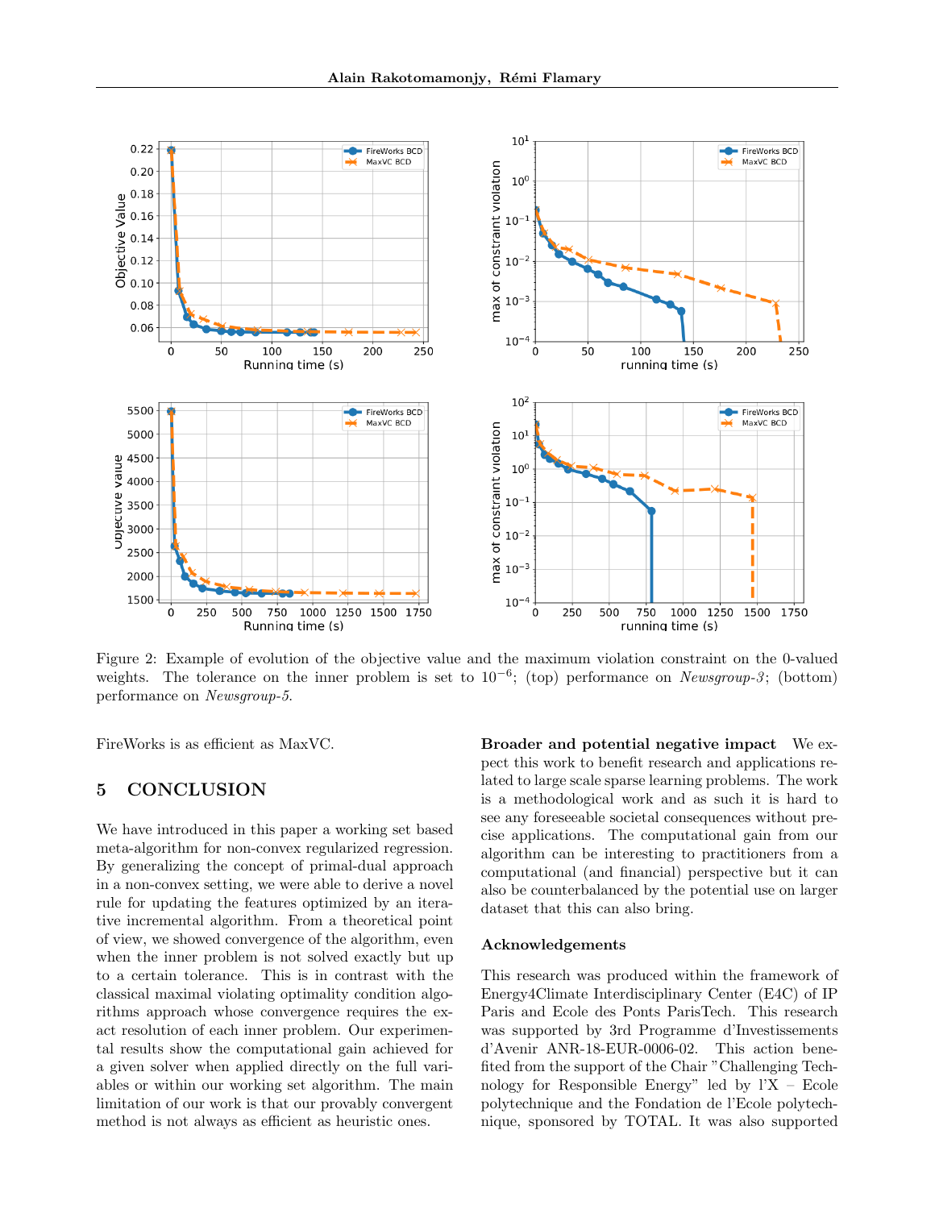Figure 2: Example of evolution of the objective value and the maximum violation constraint on the 0-valued weights. The tolerance on the inner problem is set to $10^{-6}$; (top) performance on *Newsgroup-3*; (bottom) performance on *Newsgroup-5*.

FireWorks is as efficient as MaxVC.

## 5 CONCLUSION

We have introduced in this paper a working set based meta-algorithm for non-convex regularized regression. By generalizing the concept of primal-dual approach in a non-convex setting, we were able to derive a novel rule for updating the features optimized by an iterative incremental algorithm. From a theoretical point of view, we showed convergence of the algorithm, even when the inner problem is not solved exactly but up to a certain tolerance. This is in contrast with the classical maximal violating optimality condition algorithms approach whose convergence requires the exact resolution of each inner problem. Our experimental results show the computational gain achieved for a given solver when applied directly on the full variables or within our working set algorithm. The main limitation of our work is that our provably convergent method is not always as efficient as heuristic ones.

**Broader and potential negative impact** We expect this work to benefit research and applications related to large scale sparse learning problems. The work is a methodological work and as such it is hard to see any foreseeable societal consequences without precise applications. The computational gain from our algorithm can be interesting to practitioners from a computational (and financial) perspective but it can also be counterbalanced by the potential use on larger dataset that this can also bring.

### Acknowledgements

This research was produced within the framework of Energy4Climate Interdisciplinary Center (E4C) of IP Paris and Ecole des Ponts ParisTech. This research was supported by 3rd Programme d'Investissements d'Avenir ANR-18-EUR-0006-02. This action benefited from the support of the Chair "Challenging Technology for Responsible Energy" led by l'X – Ecole polytechnique and the Fondation de l'Ecole polytechnique, sponsored by TOTAL. It was also supported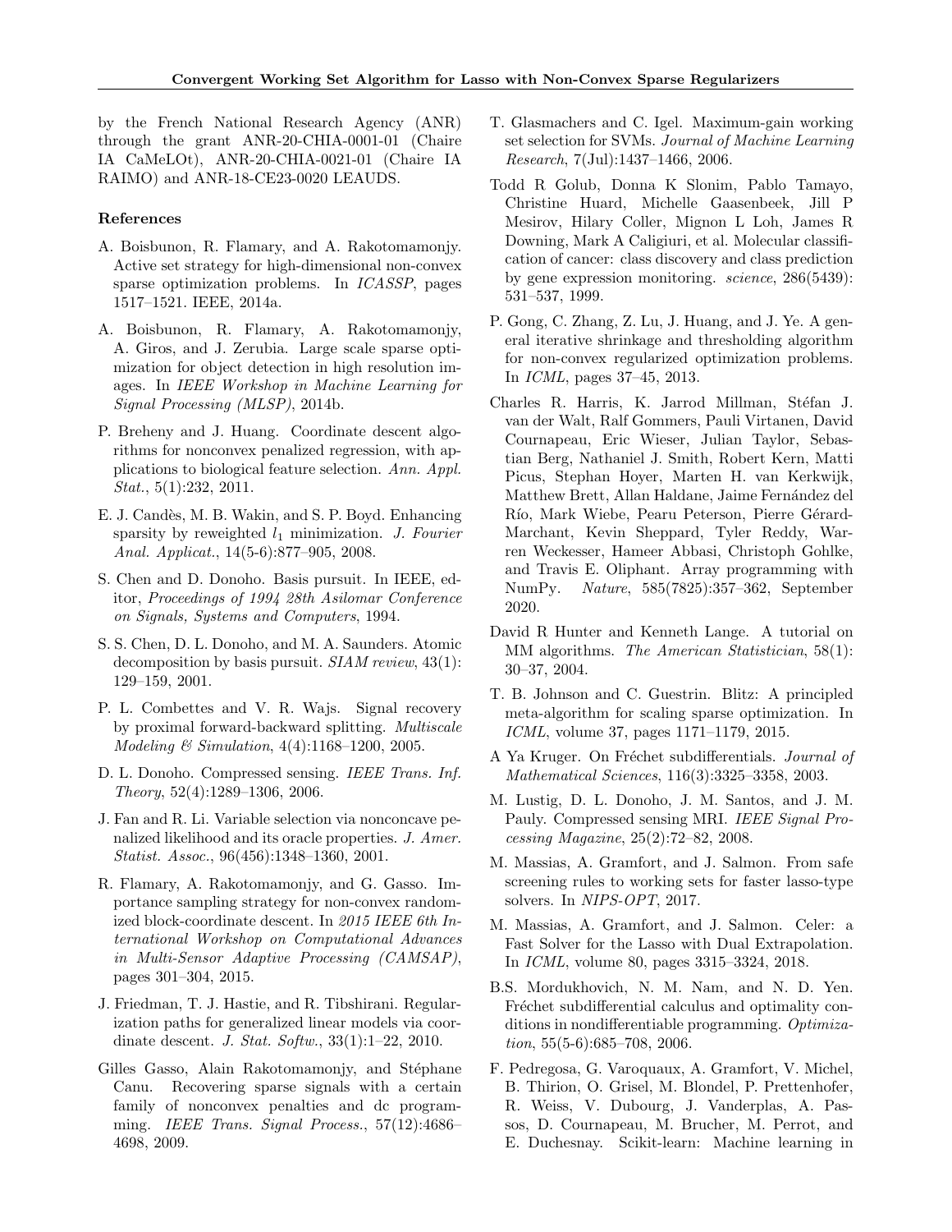by the French National Research Agency (ANR) through the grant ANR-20-CHIA-0001-01 (Chaire IA CaMeLOt), ANR-20-CHIA-0021-01 (Chaire IA RAIMO) and ANR-18-CE23-0020 LEAUDS.

### References

A. Boisbunon, R. Flamary, and A. Rakotomamonjy. Active set strategy for high-dimensional non-convex sparse optimization problems. In *ICASSP*, pages 1517–1521. IEEE, 2014a.

A. Boisbunon, R. Flamary, A. Rakotomamonjy, A. Giros, and J. Zerubia. Large scale sparse optimization for object detection in high resolution images. In *IEEE Workshop in Machine Learning for Signal Processing (MLSP)*, 2014b.

P. Breheny and J. Huang. Coordinate descent algorithms for nonconvex penalized regression, with applications to biological feature selection. *Ann. Appl. Stat.*, 5(1):232, 2011.

E. J. Candès, M. B. Wakin, and S. P. Boyd. Enhancing sparsity by reweighted $l_1$ minimization. *J. Fourier Anal. Applicat.*, 14(5-6):877–905, 2008.

S. Chen and D. Donoho. Basis pursuit. In IEEE, editor, *Proceedings of 1994 28th Asilomar Conference on Signals, Systems and Computers*, 1994.

S. S. Chen, D. L. Donoho, and M. A. Saunders. Atomic decomposition by basis pursuit. *SIAM review*, 43(1): 129–159, 2001.

P. L. Combettes and V. R. Wajs. Signal recovery by proximal forward-backward splitting. *Multiscale Modeling & Simulation*, 4(4):1168–1200, 2005.

D. L. Donoho. Compressed sensing. *IEEE Trans. Inf. Theory*, 52(4):1289–1306, 2006.

J. Fan and R. Li. Variable selection via nonconcave penalized likelihood and its oracle properties. *J. Amer. Statist. Assoc.*, 96(456):1348–1360, 2001.

R. Flamary, A. Rakotomamonjy, and G. Gasso. Importance sampling strategy for non-convex randomized block-coordinate descent. In *2015 IEEE 6th International Workshop on Computational Advances in Multi-Sensor Adaptive Processing (CAMSAP)*, pages 301–304, 2015.

J. Friedman, T. J. Hastie, and R. Tibshirani. Regularization paths for generalized linear models via coordinate descent. *J. Stat. Softw.*, 33(1):1–22, 2010.

Gilles Gasso, Alain Rakotomamonjy, and Stéphane Canu. Recovering sparse signals with a certain family of nonconvex penalties and dc programming. *IEEE Trans. Signal Process.*, 57(12):4686–4698, 2009.

T. Glasmachers and C. Igel. Maximum-gain working set selection for SVMs. *Journal of Machine Learning Research*, 7(Jul):1437–1466, 2006.

Todd R Golub, Donna K Slonim, Pablo Tamayo, Christine Huard, Michelle Gaasenbeek, Jill P Mesirov, Hilary Coller, Mignon L Loh, James R Downing, Mark A Caligiuri, et al. Molecular classification of cancer: class discovery and class prediction by gene expression monitoring. *science*, 286(5439): 531–537, 1999.

P. Gong, C. Zhang, Z. Lu, J. Huang, and J. Ye. A general iterative shrinkage and thresholding algorithm for non-convex regularized optimization problems. In *ICML*, pages 37–45, 2013.

Charles R. Harris, K. Jarrod Millman, Stéfan J. van der Walt, Ralf Gommers, Pauli Virtanen, David Cournapeau, Eric Wieser, Julian Taylor, Sebastian Berg, Nathaniel J. Smith, Robert Kern, Matti Picus, Stephan Hoyer, Marten H. van Kerkwijk, Matthew Brett, Allan Haldane, Jaime Fernández del Río, Mark Wiebe, Pearu Peterson, Pierre Gérard-Marchant, Kevin Sheppard, Tyler Reddy, Warren Weckesser, Hameer Abbasi, Christoph Gohlke, and Travis E. Oliphant. Array programming with NumPy. *Nature*, 585(7825):357–362, September 2020.

David R Hunter and Kenneth Lange. A tutorial on MM algorithms. *The American Statistician*, 58(1): 30–37, 2004.

T. B. Johnson and C. Guestrin. Blitz: A principled meta-algorithm for scaling sparse optimization. In *ICML*, volume 37, pages 1171–1179, 2015.

A Ya Kruger. On Fréchet subdifferentials. *Journal of Mathematical Sciences*, 116(3):3325–3358, 2003.

M. Lustig, D. L. Donoho, J. M. Santos, and J. M. Pauly. Compressed sensing MRI. *IEEE Signal Processing Magazine*, 25(2):72–82, 2008.

M. Massias, A. Gramfort, and J. Salmon. From safe screening rules to working sets for faster lasso-type solvers. In *NIPS-OPT*, 2017.

M. Massias, A. Gramfort, and J. Salmon. Celer: a Fast Solver for the Lasso with Dual Extrapolation. In *ICML*, volume 80, pages 3315–3324, 2018.

B.S. Mordukhovich, N. M. Nam, and N. D. Yen. Fréchet subdifferential calculus and optimality conditions in nondifferentiable programming. *Optimization*, 55(5-6):685–708, 2006.

F. Pedregosa, G. Varoquaux, A. Gramfort, V. Michel, B. Thirion, O. Grisel, M. Blondel, P. Prettenhofer, R. Weiss, V. Dubourg, J. Vanderplas, A. Passos, D. Cournapeau, M. Brucher, M. Perrot, and E. Duchesnay. Scikit-learn: Machine learning in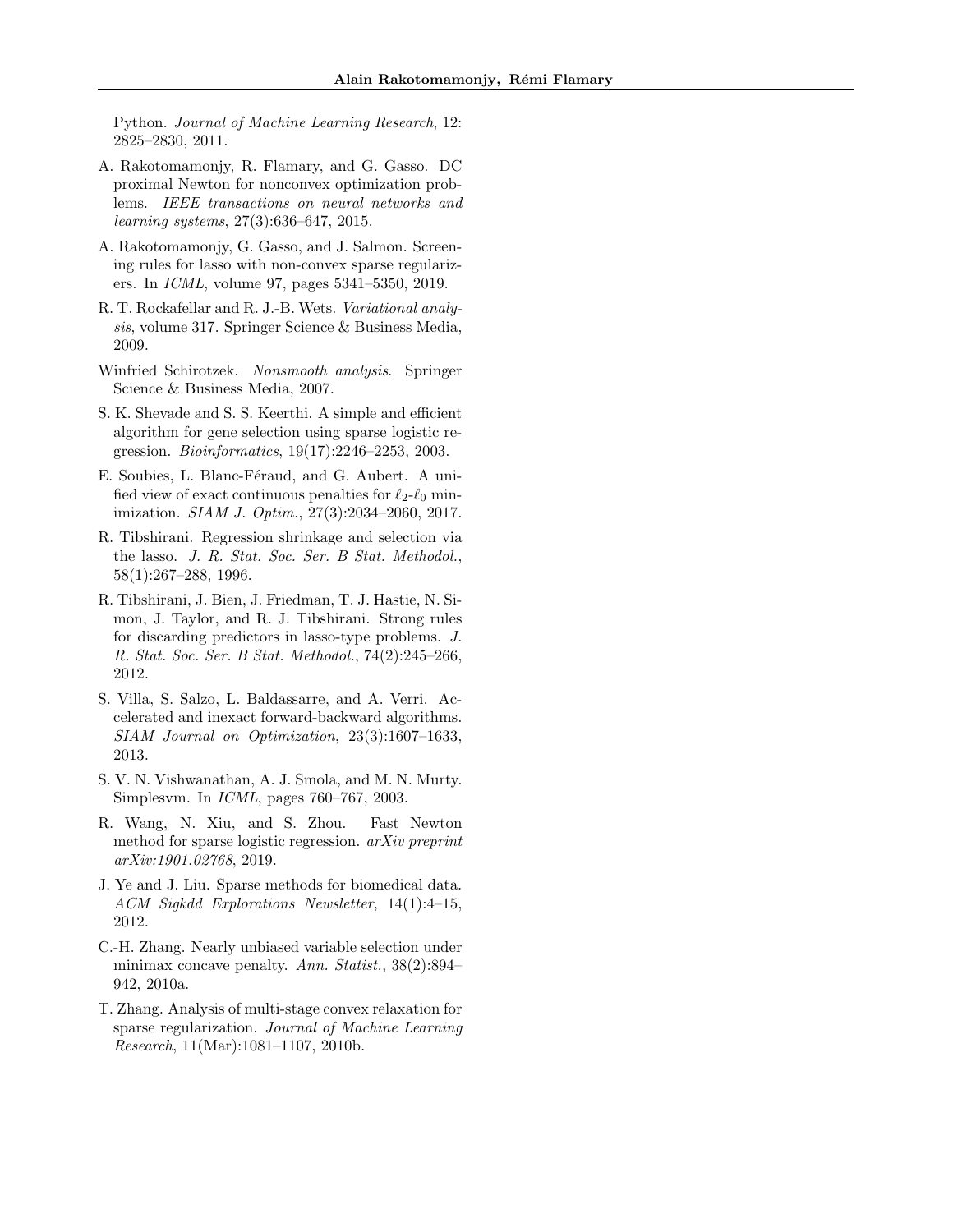Python. *Journal of Machine Learning Research*, 12: 2825–2830, 2011.

A. Rakotomamonjy, R. Flamary, and G. Gasso. DC proximal Newton for nonconvex optimization problems. *IEEE transactions on neural networks and learning systems*, 27(3):636–647, 2015.

A. Rakotomamonjy, G. Gasso, and J. Salmon. Screening rules for lasso with non-convex sparse regularizers. In *ICML*, volume 97, pages 5341–5350, 2019.

R. T. Rockafellar and R. J.-B. Wets. *Variational analysis*, volume 317. Springer Science & Business Media, 2009.

Winfried Schirotzek. *Nonsmooth analysis*. Springer Science & Business Media, 2007.

S. K. Shevade and S. S. Keerthi. A simple and efficient algorithm for gene selection using sparse logistic regression. *Bioinformatics*, 19(17):2246–2253, 2003.

E. Soubies, L. Blanc-Féraud, and G. Aubert. A unified view of exact continuous penalties for $\ell_2$-$\ell_0$ minimization. *SIAM J. Optim.*, 27(3):2034–2060, 2017.

R. Tibshirani. Regression shrinkage and selection via the lasso. *J. R. Stat. Soc. Ser. B Stat. Methodol.*, 58(1):267–288, 1996.

R. Tibshirani, J. Bien, J. Friedman, T. J. Hastie, N. Simon, J. Taylor, and R. J. Tibshirani. Strong rules for discarding predictors in lasso-type problems. *J. R. Stat. Soc. Ser. B Stat. Methodol.*, 74(2):245–266, 2012.

S. Villa, S. Salzo, L. Baldassarre, and A. Verri. Accelerated and inexact forward-backward algorithms. *SIAM Journal on Optimization*, 23(3):1607–1633, 2013.

S. V. N. Vishwanathan, A. J. Smola, and M. N. Murty. Simplesvm. In *ICML*, pages 760–767, 2003.

R. Wang, N. Xiu, and S. Zhou. Fast Newton method for sparse logistic regression. *arXiv preprint arXiv:1901.02768*, 2019.

J. Ye and J. Liu. Sparse methods for biomedical data. *ACM Sigkdd Explorations Newsletter*, 14(1):4–15, 2012.

C.-H. Zhang. Nearly unbiased variable selection under minimax concave penalty. *Ann. Statist.*, 38(2):894–942, 2010a.

T. Zhang. Analysis of multi-stage convex relaxation for sparse regularization. *Journal of Machine Learning Research*, 11(Mar):1081–1107, 2010b.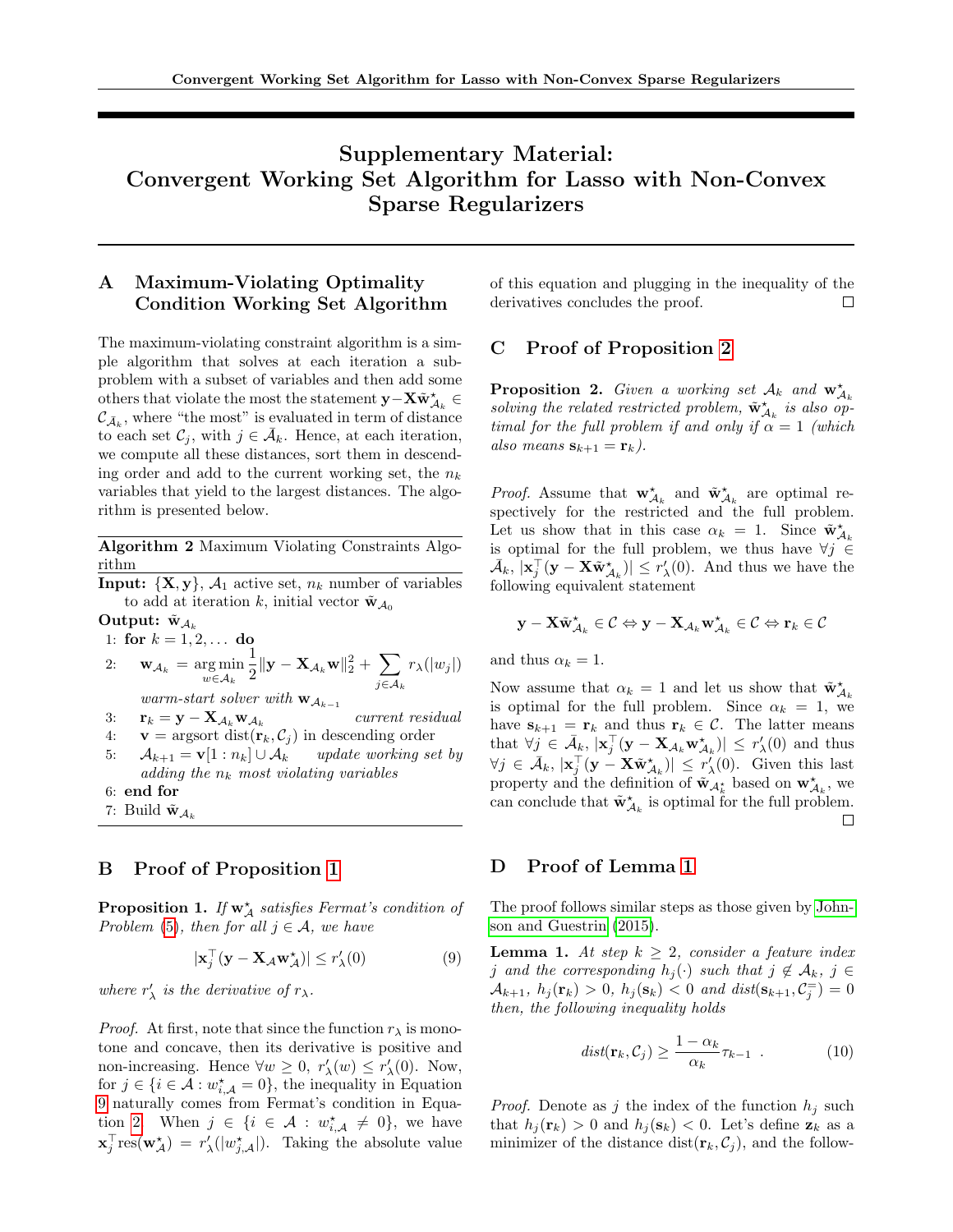# Supplementary Material: Convergent Working Set Algorithm for Lasso with Non-Convex Sparse Regularizers

## A Maximum-Violating Optimality Condition Working Set Algorithm

The maximum-violating constraint algorithm is a simple algorithm that solves at each iteration a sub-problem with a subset of variables and then add some others that violate the most the statement $\mathbf{y}-\mathbf{X}\tilde{\mathbf{w}}^\star_{\mathcal{A}_k} \in \mathcal{C}_{\bar{\mathcal{A}}_k}$, where "the most" is evaluated in term of distance to each set $\mathcal{C}_j$, with $j \in \bar{\mathcal{A}}_k$. Hence, at each iteration, we compute all these distances, sort them in descending order and add to the current working set, the $n_k$ variables that yield to the largest distances. The algorithm is presented below.

**Algorithm 2** Maximum Violating Constraints Algorithm

**Input:** $\{\mathbf{X}, \mathbf{y}\}$, $\mathcal{A}_1$ active set, $n_k$ number of variables to add at iteration $k$, initial vector $\tilde{\mathbf{w}}_{\mathcal{A}_0}$

**Output:** $\tilde{\mathbf{w}}_{\mathcal{A}_k}$

1: **for** $k = 1, 2, \ldots$ **do**

2: $\quad \mathbf{w}_{\mathcal{A}_k} = \underset{w \in \mathcal{A}_k}{\arg\min} \frac{1}{2}\|\mathbf{y} - \mathbf{X}_{\mathcal{A}_k}\mathbf{w}\|_2^2 + \sum_{j \in \mathcal{A}_k} r_\lambda(|w_j|)$ *warm-start solver with* $\mathbf{w}_{\mathcal{A}_{k-1}}$

3: $\quad \mathbf{r}_k = \mathbf{y} - \mathbf{X}_{\mathcal{A}_k}\mathbf{w}_{\mathcal{A}_k}$ *current residual*

4: $\quad \mathbf{v} = \text{argsort dist}(\mathbf{r}_k, \mathcal{C}_j)$ in descending order

5: $\quad \mathcal{A}_{k+1} = \mathbf{v}[1:n_k] \cup \mathcal{A}_k$ *update working set by adding the $n_k$ most violating variables*

6: **end for**

7: Build $\tilde{\mathbf{w}}_{\mathcal{A}_k}$

## B Proof of Proposition 1

**Proposition 1.** *If $\mathbf{w}^\star_{\mathcal{A}}$ satisfies Fermat's condition of Problem (5), then for all $j \in \mathcal{A}$, we have*

$$|\mathbf{x}_j^\top(\mathbf{y} - \mathbf{X}_{\mathcal{A}}\mathbf{w}^\star_{\mathcal{A}})| \leq r'_\lambda(0) \tag{9}$$

*where $r'_\lambda$ is the derivative of $r_\lambda$.*

*Proof.* At first, note that since the function $r_\lambda$ is monotone and concave, then its derivative is positive and non-increasing. Hence $\forall w \geq 0$, $r'_\lambda(w) \leq r'_\lambda(0)$. Now, for $j \in \{i \in \mathcal{A} : w^\star_{i,\mathcal{A}} = 0\}$, the inequality in Equation 9 naturally comes from Fermat's condition in Equation 2. When $j \in \{i \in \mathcal{A} : w^\star_{i,\mathcal{A}} \neq 0\}$, we have $\mathbf{x}_j^\top \text{res}(\mathbf{w}^\star_{\mathcal{A}}) = r'_\lambda(|w^\star_{j,\mathcal{A}}|)$. Taking the absolute value of this equation and plugging in the inequality of the derivatives concludes the proof. □

## C Proof of Proposition 2

**Proposition 2.** *Given a working set $\mathcal{A}_k$ and $\mathbf{w}^\star_{\mathcal{A}_k}$ solving the related restricted problem, $\tilde{\mathbf{w}}^\star_{\mathcal{A}_k}$ is also optimal for the full problem if and only if $\alpha = 1$ (which also means $\mathbf{s}_{k+1} = \mathbf{r}_k$).*

*Proof.* Assume that $\mathbf{w}^\star_{\mathcal{A}_k}$ and $\tilde{\mathbf{w}}^\star_{\mathcal{A}_k}$ are optimal respectively for the restricted and the full problem. Let us show that in this case $\alpha_k = 1$. Since $\tilde{\mathbf{w}}^\star_{\mathcal{A}_k}$ is optimal for the full problem, we thus have $\forall j \in \bar{\mathcal{A}}_k$, $|\mathbf{x}_j^\top(\mathbf{y} - \mathbf{X}\tilde{\mathbf{w}}^\star_{\mathcal{A}_k})| \leq r'_\lambda(0)$. And thus we have the following equivalent statement

$$\mathbf{y} - \mathbf{X}\tilde{\mathbf{w}}^\star_{\mathcal{A}_k} \in \mathcal{C} \Leftrightarrow \mathbf{y} - \mathbf{X}_{\mathcal{A}_k}\mathbf{w}^\star_{\mathcal{A}_k} \in \mathcal{C} \Leftrightarrow \mathbf{r}_k \in \mathcal{C}$$

and thus $\alpha_k = 1$.

Now assume that $\alpha_k = 1$ and let us show that $\tilde{\mathbf{w}}^\star_{\mathcal{A}_k}$ is optimal for the full problem. Since $\alpha_k = 1$, we have $\mathbf{s}_{k+1} = \mathbf{r}_k$ and thus $\mathbf{r}_k \in \mathcal{C}$. The latter means that $\forall j \in \bar{\mathcal{A}}_k$, $|\mathbf{x}_j^\top(\mathbf{y} - \mathbf{X}_{\mathcal{A}_k}\mathbf{w}^\star_{\mathcal{A}_k})| \leq r'_\lambda(0)$ and thus $\forall j \in \bar{\mathcal{A}}_k$, $|\mathbf{x}_j^\top(\mathbf{y} - \mathbf{X}\tilde{\mathbf{w}}^\star_{\mathcal{A}_k})| \leq r'_\lambda(0)$. Given this last property and the definition of $\tilde{\mathbf{w}}_{\mathcal{A}^\star_k}$ based on $\mathbf{w}^\star_{\mathcal{A}_k}$, we can conclude that $\tilde{\mathbf{w}}^\star_{\mathcal{A}_k}$ is optimal for the full problem. □

## D Proof of Lemma 1

The proof follows similar steps as those given by Johnson and Guestrin (2015).

**Lemma 1.** *At step $k \geq 2$, consider a feature index $j$ and the corresponding $h_j(\cdot)$ such that $j \notin \mathcal{A}_k$, $j \in \mathcal{A}_{k+1}$, $h_j(\mathbf{r}_k) > 0$, $h_j(\mathbf{s}_k) < 0$ and $dist(\mathbf{s}_{k+1}, \mathcal{C}_j^=) = 0$ then, the following inequality holds*

$$dist(\mathbf{r}_k, \mathcal{C}_j) \geq \frac{1 - \alpha_k}{\alpha_k}\tau_{k-1} \ . \tag{10}$$

*Proof.* Denote as $j$ the index of the function $h_j$ such that $h_j(\mathbf{r}_k) > 0$ and $h_j(\mathbf{s}_k) < 0$. Let's define $\mathbf{z}_k$ as a minimizer of the distance $\text{dist}(\mathbf{r}_k, \mathcal{C}_j)$, and the follow-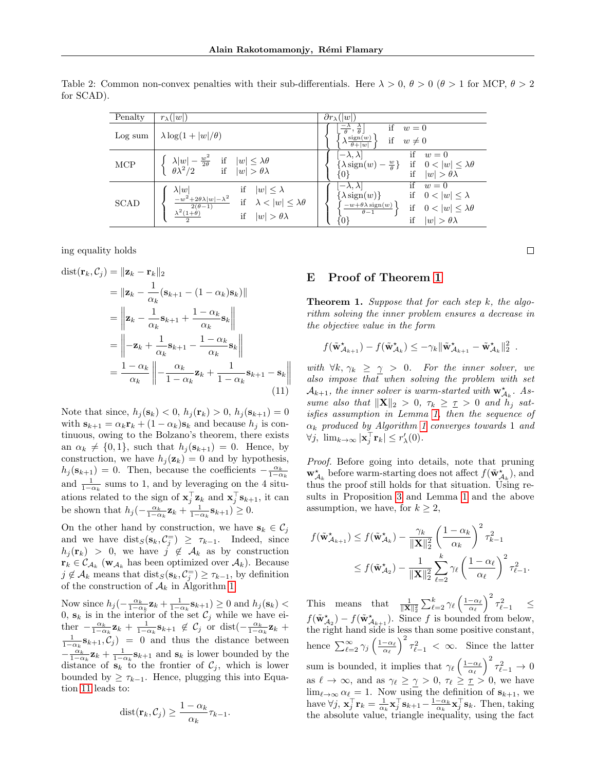Table 2: Common non-convex penalties with their sub-differentials. Here $\lambda > 0$, $\theta > 0$ ($\theta > 1$ for MCP, $\theta > 2$ for SCAD).

| Penalty | $r_\lambda(\lvert w \rvert)$ | $\partial r_\lambda(\lvert w \rvert)$ |
|---|---|---|
| Log sum | $\lambda \log(1 + \lvert w\rvert/\theta)$ | $\begin{cases} \left[\frac{-\lambda}{\theta}, \frac{\lambda}{\theta}\right] & \text{if} \quad w = 0 \\ \left\{\lambda \frac{\text{sign}(w)}{\theta + \lvert w\rvert}\right\} & \text{if} \quad w \neq 0 \end{cases}$ |
| MCP | $\begin{cases} \lambda\lvert w\rvert - \frac{w^2}{2\theta} & \text{if} \quad \lvert w\rvert \leq \lambda\theta \\ \theta\lambda^2/2 & \text{if} \quad \lvert w\rvert > \theta\lambda \end{cases}$ | $\begin{cases} [-\lambda, \lambda] & \text{if} \quad w = 0 \\ \{\lambda\,\text{sign}(w) - \frac{w}{\theta}\} & \text{if} \quad 0 < \lvert w\rvert \leq \lambda\theta \\ \{0\} & \text{if} \quad \lvert w\rvert > \theta\lambda \end{cases}$ |
| SCAD | $\begin{cases} \lambda\lvert w\rvert & \text{if} \quad \lvert w\rvert \leq \lambda \\ \frac{-w^2 + 2\theta\lambda\lvert w\rvert - \lambda^2}{2(\theta-1)} & \text{if} \quad \lambda < \lvert w\rvert \leq \lambda\theta \\ \frac{\lambda^2(1+\theta)}{2} & \text{if} \quad \lvert w\rvert > \theta\lambda \end{cases}$ | $\begin{cases} [-\lambda, \lambda] & \text{if} \quad w = 0 \\ \{\lambda\,\text{sign}(w)\} & \text{if} \quad 0 < \lvert w\rvert \leq \lambda \\ \left\{\frac{-w + \theta\lambda\,\text{sign}(w)}{\theta - 1}\right\} & \text{if} \quad 0 < \lvert w\rvert \leq \lambda\theta \\ \{0\} & \text{if} \quad \lvert w\rvert > \theta\lambda \end{cases}$ |

ing equality holds

$$
\begin{aligned}
\text{dist}(\mathbf{r}_k, \mathcal{C}_j) &= \|\mathbf{z}_k - \mathbf{r}_k\|_2 \\
&= \|\mathbf{z}_k - \frac{1}{\alpha_k}(\mathbf{s}_{k+1} - (1 - \alpha_k)\mathbf{s}_k)\| \\
&= \left\|\mathbf{z}_k - \frac{1}{\alpha_k}\mathbf{s}_{k+1} + \frac{1-\alpha_k}{\alpha_k}\mathbf{s}_k\right\| \\
&= \left\|-\mathbf{z}_k + \frac{1}{\alpha_k}\mathbf{s}_{k+1} - \frac{1-\alpha_k}{\alpha_k}\mathbf{s}_k\right\| \\
&= \frac{1-\alpha_k}{\alpha_k}\left\|-\frac{\alpha_k}{1-\alpha_k}\mathbf{z}_k + \frac{1}{1-\alpha_k}\mathbf{s}_{k+1} - \mathbf{s}_k\right\|
\end{aligned}
\tag{11}
$$

Note that since, $h_j(\mathbf{s}_k) < 0$, $h_j(\mathbf{r}_k) > 0$, $h_j(\mathbf{s}_{k+1}) = 0$ with $\mathbf{s}_{k+1} = \alpha_k \mathbf{r}_k + (1 - \alpha_k)\mathbf{s}_k$ and because $h_j$ is continuous, owing to the Bolzano's theorem, there exists an $\alpha_k \neq \{0, 1\}$, such that $h_j(\mathbf{s}_{k+1}) = 0$. Hence, by construction, we have $h_j(\mathbf{z}_k) = 0$ and by hypothesis, $h_j(\mathbf{s}_{k+1}) = 0$. Then, because the coefficients $-\frac{\alpha_k}{1-\alpha_k}$ and $\frac{1}{1-\alpha_k}$ sums to 1, and by leveraging on the 4 situations related to the sign of $\mathbf{x}_j^\top \mathbf{z}_k$ and $\mathbf{x}_j^\top \mathbf{s}_{k+1}$, it can be shown that $h_j(-\frac{\alpha_k}{1-\alpha_k}\mathbf{z}_k + \frac{1}{1-\alpha_k}\mathbf{s}_{k+1}) \geq 0$.

On the other hand by construction, we have $\mathbf{s}_k \in \mathcal{C}_j$ and we have $\text{dist}_S(\mathbf{s}_k, \mathcal{C}_j^=) \geq \tau_{k-1}$. Indeed, since $h_j(\mathbf{r}_k) > 0$, we have $j \notin \mathcal{A}_k$ as by construction $\mathbf{r}_k \in \mathcal{C}_{\mathcal{A}_k}$ ($\mathbf{w}_{\mathcal{A}_k}$ has been optimized over $\mathcal{A}_k$). Because $j \notin \mathcal{A}_k$ means that $\text{dist}_S(\mathbf{s}_k, \mathcal{C}_j^=) \geq \tau_{k-1}$, by definition of the construction of $\mathcal{A}_k$ in Algorithm 1.

Now since $h_j(-\frac{\alpha_k}{1-\alpha_k}\mathbf{z}_k + \frac{1}{1-\alpha_k}\mathbf{s}_{k+1}) \geq 0$ and $h_j(\mathbf{s}_k) < 0$, $\mathbf{s}_k$ is in the interior of the set $\mathcal{C}_j$ while we have either $-\frac{\alpha_k}{1-\alpha_k}\mathbf{z}_k + \frac{1}{1-\alpha_k}\mathbf{s}_{k+1} \notin \mathcal{C}_j$ or $\text{dist}(-\frac{\alpha_k}{1-\alpha_k}\mathbf{z}_k + \frac{1}{1-\alpha_k}\mathbf{s}_{k+1}, \mathcal{C}_j) = 0$ and thus the distance between $-\frac{\alpha_k}{1-\alpha_k}\mathbf{z}_k + \frac{1}{1-\alpha_k}\mathbf{s}_{k+1}$ and $\mathbf{s}_k$ is lower bounded by the distance of $\mathbf{s}_k$ to the frontier of $\mathcal{C}_j$, which is lower bounded by $\geq \tau_{k-1}$. Hence, plugging this into Equation 11 leads to:

$$
\text{dist}(\mathbf{r}_k, \mathcal{C}_j) \geq \frac{1-\alpha_k}{\alpha_k}\tau_{k-1}.
$$

□

## E Proof of Theorem 1

**Theorem 1.** *Suppose that for each step $k$, the algorithm solving the inner problem ensures a decrease in the objective value in the form*

$$
f(\tilde{\mathbf{w}}^\star_{\mathcal{A}_{k+1}}) - f(\tilde{\mathbf{w}}^\star_{\mathcal{A}_k}) \leq -\gamma_k \|\tilde{\mathbf{w}}^\star_{\mathcal{A}_{k+1}} - \tilde{\mathbf{w}}^\star_{\mathcal{A}_k}\|_2^2 \ .
$$

*with $\forall k, \gamma_k \geq \underline{\gamma} > 0$. For the inner solver, we also impose that when solving the problem with set $\mathcal{A}_{k+1}$, the inner solver is warm-started with $\mathbf{w}^\star_{\mathcal{A}_k}$. Assume also that $\|\mathbf{X}\|_2 > 0$, $\tau_k \geq \underline{\tau} > 0$ and $h_j$ satisfies assumption in Lemma 1, then the sequence of $\alpha_k$ produced by Algorithm 1 converges towards 1 and $\forall j, \lim_{k\to\infty} |\mathbf{x}_j^\top \mathbf{r}_k| \leq r'_\lambda(0)$.*

*Proof.* Before going into details, note that pruning $\mathbf{w}^\star_{\mathcal{A}_k}$ before warm-starting does not affect $f(\tilde{\mathbf{w}}^\star_{\mathcal{A}_k})$, and thus the proof still holds for that situation. Using results in Proposition 3 and Lemma 1 and the above assumption, we have, for $k \geq 2$,

$$
\begin{aligned}
f(\tilde{\mathbf{w}}^\star_{\mathcal{A}_{k+1}}) &\leq f(\tilde{\mathbf{w}}^\star_{\mathcal{A}_k}) - \frac{\gamma_k}{\|\mathbf{X}\|_2^2}\left(\frac{1-\alpha_k}{\alpha_k}\right)^2 \tau_{k-1}^2 \\
&\leq f(\tilde{\mathbf{w}}^\star_{\mathcal{A}_2}) - \frac{1}{\|\mathbf{X}\|_2^2}\sum_{\ell=2}^{k}\gamma_\ell\left(\frac{1-\alpha_\ell}{\alpha_\ell}\right)^2 \tau_{\ell-1}^2.
\end{aligned}
$$

This means that $\frac{1}{\|\mathbf{X}\|_2^2}\sum_{\ell=2}^{k}\gamma_\ell\left(\frac{1-\alpha_\ell}{\alpha_\ell}\right)^2 \tau_{\ell-1}^2 \leq f(\tilde{\mathbf{w}}^\star_{\mathcal{A}_2}) - f(\tilde{\mathbf{w}}^\star_{\mathcal{A}_{k+1}})$. Since $f$ is bounded from below, the right hand side is less than some positive constant, hence $\sum_{\ell=2}^{\infty}\gamma_j\left(\frac{1-\alpha_\ell}{\alpha_\ell}\right)^2 \tau_{\ell-1}^2 < \infty$. Since the latter sum is bounded, it implies that $\gamma_\ell\left(\frac{1-\alpha_\ell}{\alpha_\ell}\right)^2 \tau_{\ell-1}^2 \to 0$ as $\ell \to \infty$, and as $\gamma_\ell \geq \underline{\gamma} > 0$, $\tau_\ell \geq \underline{\tau} > 0$, we have $\lim_{\ell\to\infty}\alpha_\ell = 1$. Now using the definition of $\mathbf{s}_{k+1}$, we have $\forall j$, $\mathbf{x}_j^\top \mathbf{r}_k = \frac{1}{\alpha_k}\mathbf{x}_j^\top \mathbf{s}_{k+1} - \frac{1-\alpha_k}{\alpha_k}\mathbf{x}_j^\top \mathbf{s}_k$. Then, taking the absolute value, triangle inequality, using the fact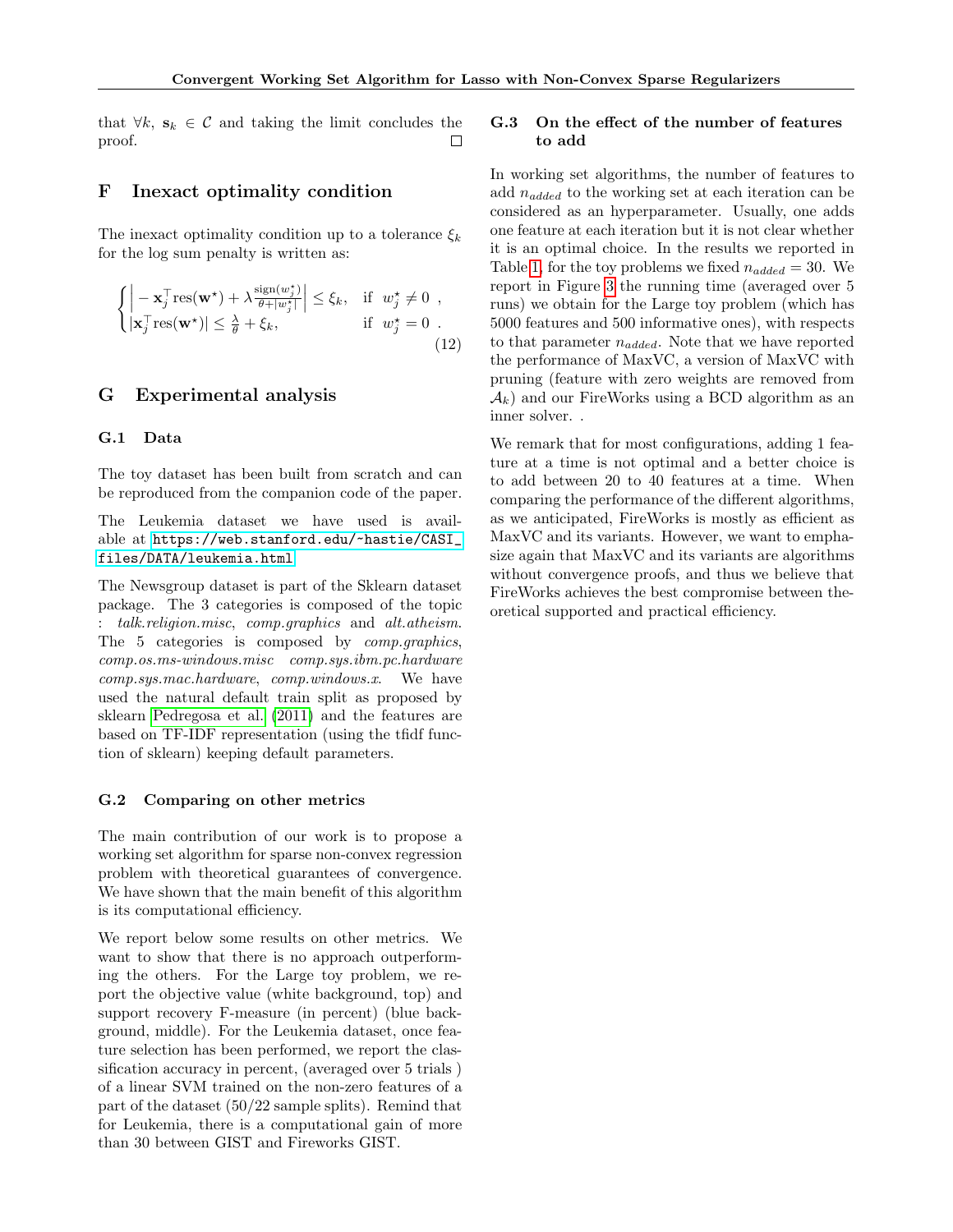that $\forall k$, $\mathbf{s}_k \in \mathcal{C}$ and taking the limit concludes the proof. $\square$

## F Inexact optimality condition

The inexact optimality condition up to a tolerance $\xi_k$ for the log sum penalty is written as:

$$\begin{cases} \left| -\mathbf{x}_j^\top \text{res}(\mathbf{w}^\star) + \lambda \frac{\text{sign}(w_j^\star)}{\theta + |w_j^\star|} \right| \leq \xi_k, & \text{if } \ w_j^\star \neq 0 \ , \\ |\mathbf{x}_j^\top \text{res}(\mathbf{w}^\star)| \leq \frac{\lambda}{\theta} + \xi_k, & \text{if } \ w_j^\star = 0 \ . \end{cases} \tag{12}$$

## G Experimental analysis

### G.1 Data

The toy dataset has been built from scratch and can be reproduced from the companion code of the paper.

The Leukemia dataset we have used is available at `https://web.stanford.edu/~hastie/CASI_files/DATA/leukemia.html`

The Newsgroup dataset is part of the Sklearn dataset package. The 3 categories is composed of the topic : *talk.religion.misc*, *comp.graphics* and *alt.atheism*. The 5 categories is composed by *comp.graphics*, *comp.os.ms-windows.misc* *comp.sys.ibm.pc.hardware* *comp.sys.mac.hardware*, *comp.windows.x*. We have used the natural default train split as proposed by sklearn Pedregosa et al. (2011) and the features are based on TF-IDF representation (using the tfidf function of sklearn) keeping default parameters.

### G.2 Comparing on other metrics

The main contribution of our work is to propose a working set algorithm for sparse non-convex regression problem with theoretical guarantees of convergence. We have shown that the main benefit of this algorithm is its computational efficiency.

We report below some results on other metrics. We want to show that there is no approach outperforming the others. For the Large toy problem, we report the objective value (white background, top) and support recovery F-measure (in percent) (blue background, middle). For the Leukemia dataset, once feature selection has been performed, we report the classification accuracy in percent, (averaged over 5 trials ) of a linear SVM trained on the non-zero features of a part of the dataset (50/22 sample splits). Remind that for Leukemia, there is a computational gain of more than 30 between GIST and Fireworks GIST.

### G.3 On the effect of the number of features to add

In working set algorithms, the number of features to add $n_{added}$ to the working set at each iteration can be considered as an hyperparameter. Usually, one adds one feature at each iteration but it is not clear whether it is an optimal choice. In the results we reported in Table 1, for the toy problems we fixed $n_{added} = 30$. We report in Figure 3 the running time (averaged over 5 runs) we obtain for the Large toy problem (which has 5000 features and 500 informative ones), with respects to that parameter $n_{added}$. Note that we have reported the performance of MaxVC, a version of MaxVC with pruning (feature with zero weights are removed from $\mathcal{A}_k$) and our FireWorks using a BCD algorithm as an inner solver. .

We remark that for most configurations, adding 1 feature at a time is not optimal and a better choice is to add between 20 to 40 features at a time. When comparing the performance of the different algorithms, as we anticipated, FireWorks is mostly as efficient as MaxVC and its variants. However, we want to emphasize again that MaxVC and its variants are algorithms without convergence proofs, and thus we believe that FireWorks achieves the best compromise between theoretical supported and practical efficiency.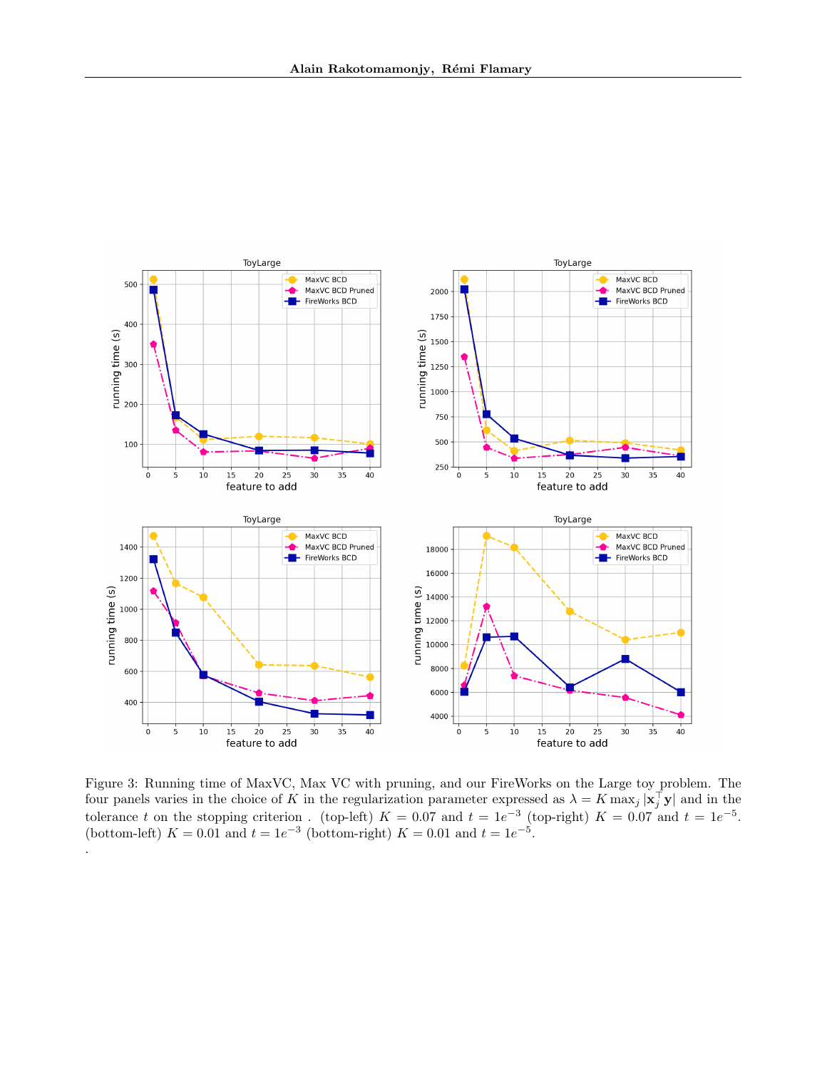Figure 3: Running time of MaxVC, Max VC with pruning, and our FireWorks on the Large toy problem. The four panels varies in the choice of $K$ in the regularization parameter expressed as $\lambda = K \max_j |\mathbf{x}_j^\top \mathbf{y}|$ and in the tolerance $t$ on the stopping criterion . (top-left) $K = 0.07$ and $t = 1e^{-3}$ (top-right) $K = 0.07$ and $t = 1e^{-5}$. (bottom-left) $K = 0.01$ and $t = 1e^{-3}$ (bottom-right) $K = 0.01$ and $t = 1e^{-5}$.
.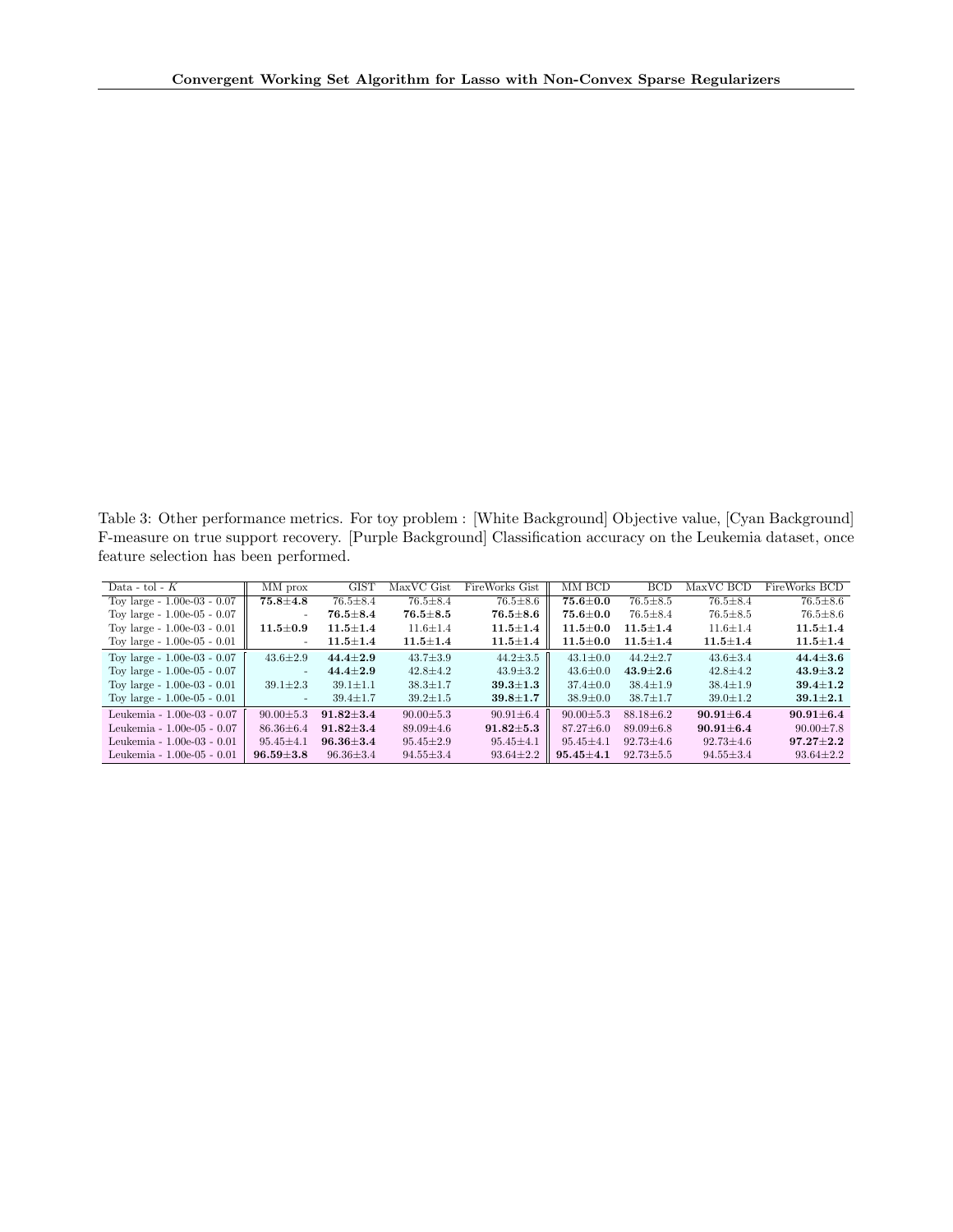Table 3: Other performance metrics. For toy problem : [White Background] Objective value, [Cyan Background] F-measure on true support recovery. [Purple Background] Classification accuracy on the Leukemia dataset, once feature selection has been performed.

| Data - tol - $K$ | MM prox | GIST | MaxVC Gist | FireWorks Gist | MM BCD | BCD | MaxVC BCD | FireWorks BCD |
|---|---|---|---|---|---|---|---|---|
| Toy large - 1.00e-03 - 0.07 | **75.8±4.8** | 76.5±8.4 | 76.5±8.4 | 76.5±8.6 | **75.6±0.0** | 76.5±8.5 | 76.5±8.4 | 76.5±8.6 |
| Toy large - 1.00e-05 - 0.07 | - | **76.5±8.4** | **76.5±8.5** | **76.5±8.6** | **75.6±0.0** | 76.5±8.4 | 76.5±8.5 | 76.5±8.6 |
| Toy large - 1.00e-03 - 0.01 | **11.5±0.9** | **11.5±1.4** | 11.6±1.4 | **11.5±1.4** | **11.5±0.0** | **11.5±1.4** | 11.6±1.4 | **11.5±1.4** |
| Toy large - 1.00e-05 - 0.01 | - | **11.5±1.4** | **11.5±1.4** | **11.5±1.4** | **11.5±0.0** | **11.5±1.4** | **11.5±1.4** | **11.5±1.4** |
| Toy large - 1.00e-03 - 0.07 | 43.6±2.9 | **44.4±2.9** | 43.7±3.9 | 44.2±3.5 | 43.1±0.0 | 44.2±2.7 | 43.6±3.4 | **44.4±3.6** |
| Toy large - 1.00e-05 - 0.07 | - | **44.4±2.9** | 42.8±4.2 | 43.9±3.2 | 43.6±0.0 | **43.9±2.6** | 42.8±4.2 | **43.9±3.2** |
| Toy large - 1.00e-03 - 0.01 | 39.1±2.3 | 39.1±1.1 | 38.3±1.7 | **39.3±1.3** | 37.4±0.0 | 38.4±1.9 | 38.4±1.9 | **39.4±1.2** |
| Toy large - 1.00e-05 - 0.01 | - | 39.4±1.7 | 39.2±1.5 | **39.8±1.7** | 38.9±0.0 | 38.7±1.7 | 39.0±1.2 | **39.1±2.1** |
| Leukemia - 1.00e-03 - 0.07 | 90.00±5.3 | **91.82±3.4** | 90.00±5.3 | 90.91±6.4 | 90.00±5.3 | 88.18±6.2 | **90.91±6.4** | **90.91±6.4** |
| Leukemia - 1.00e-05 - 0.07 | 86.36±6.4 | **91.82±3.4** | 89.09±4.6 | **91.82±5.3** | 87.27±6.0 | 89.09±6.8 | **90.91±6.4** | 90.00±7.8 |
| Leukemia - 1.00e-03 - 0.01 | 95.45±4.1 | **96.36±3.4** | 95.45±2.9 | 95.45±4.1 | 95.45±4.1 | 92.73±4.6 | 92.73±4.6 | **97.27±2.2** |
| Leukemia - 1.00e-05 - 0.01 | **96.59±3.8** | 96.36±3.4 | 94.55±3.4 | 93.64±2.2 | **95.45±4.1** | 92.73±5.5 | 94.55±3.4 | 93.64±2.2 |